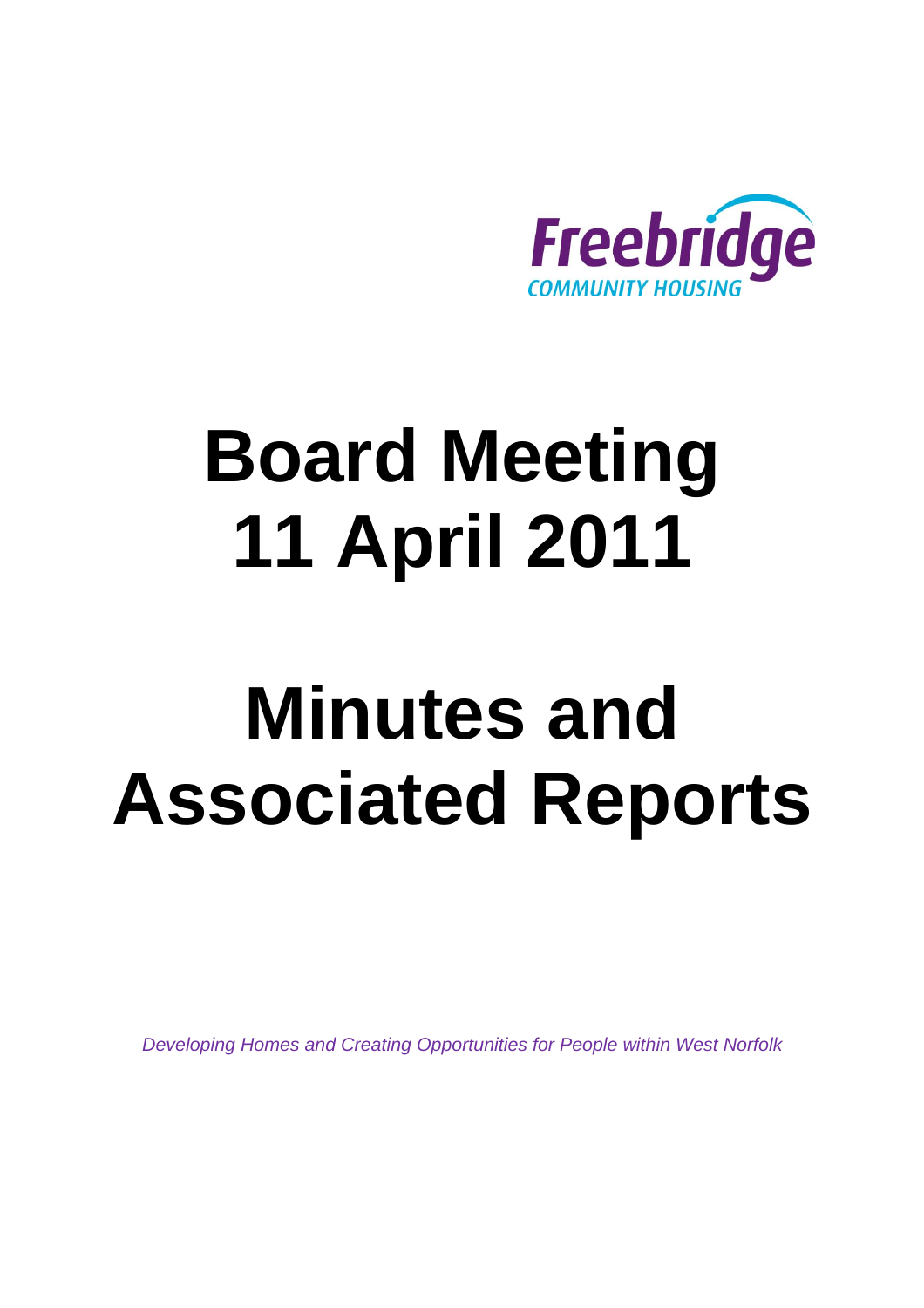Freebridge

COMMUNITY HOUSING

# Board Meeting 11 April 2011

# Minutes and Associated Reports

*Developing Homes and Creating Opportunities for People within West Norfolk*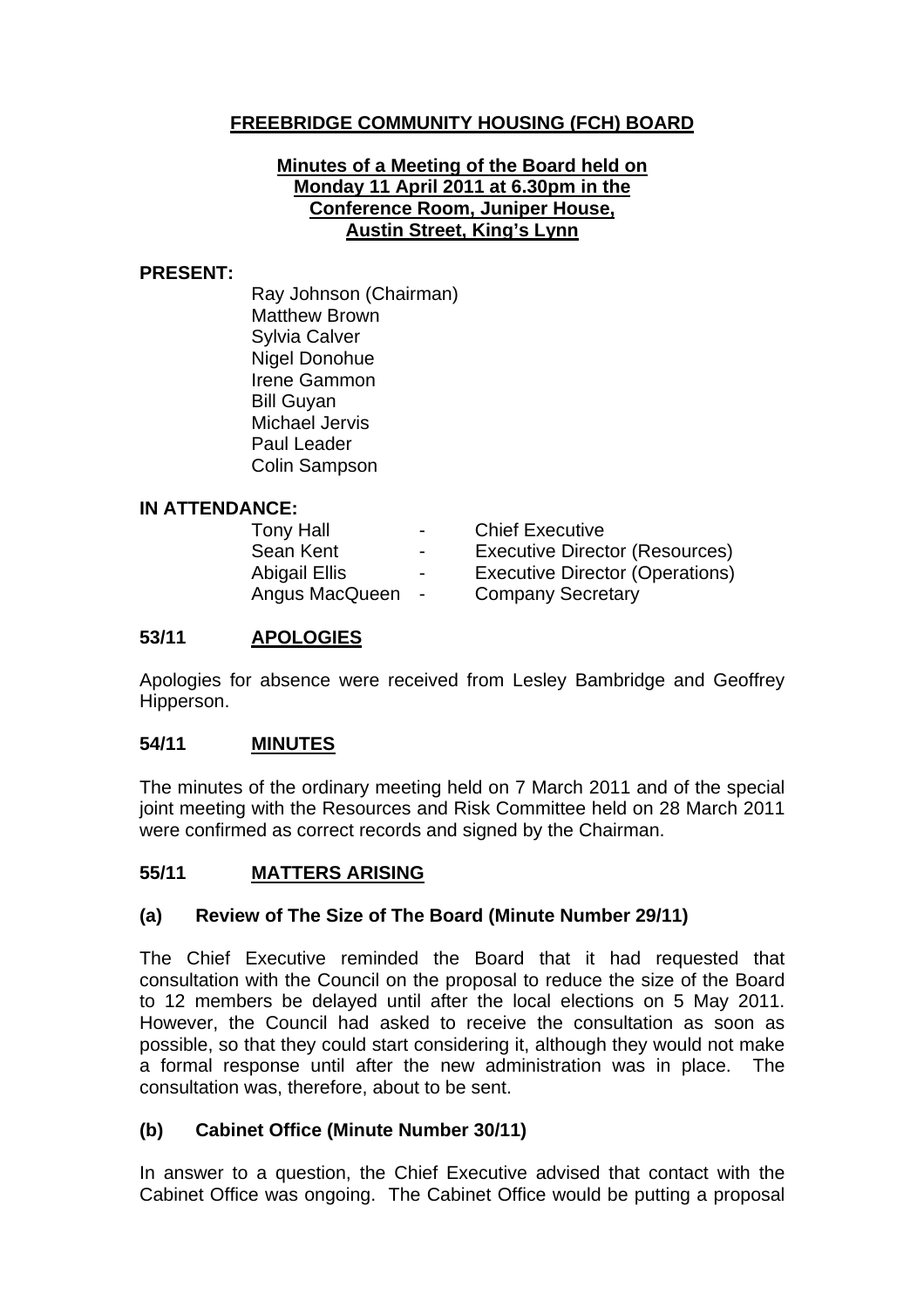# FREEBRIDGE COMMUNITY HOUSING (FCH) BOARD

**Minutes of a Meeting of the Board held on Monday 11 April 2011 at 6.30pm in the Conference Room, Juniper House, Austin Street, King's Lynn**

**PRESENT:**

Ray Johnson (Chairman)
Matthew Brown
Sylvia Calver
Nigel Donohue
Irene Gammon
Bill Guyan
Michael Jervis
Paul Leader
Colin Sampson

**IN ATTENDANCE:**

| | | |
|---|---|---|
| Tony Hall | - | Chief Executive |
| Sean Kent | - | Executive Director (Resources) |
| Abigail Ellis | - | Executive Director (Operations) |
| Angus MacQueen | - | Company Secretary |

## 53/11 APOLOGIES

Apologies for absence were received from Lesley Bambridge and Geoffrey Hipperson.

## 54/11 MINUTES

The minutes of the ordinary meeting held on 7 March 2011 and of the special joint meeting with the Resources and Risk Committee held on 28 March 2011 were confirmed as correct records and signed by the Chairman.

## 55/11 MATTERS ARISING

### (a) Review of The Size of The Board (Minute Number 29/11)

The Chief Executive reminded the Board that it had requested that consultation with the Council on the proposal to reduce the size of the Board to 12 members be delayed until after the local elections on 5 May 2011. However, the Council had asked to receive the consultation as soon as possible, so that they could start considering it, although they would not make a formal response until after the new administration was in place. The consultation was, therefore, about to be sent.

### (b) Cabinet Office (Minute Number 30/11)

In answer to a question, the Chief Executive advised that contact with the Cabinet Office was ongoing. The Cabinet Office would be putting a proposal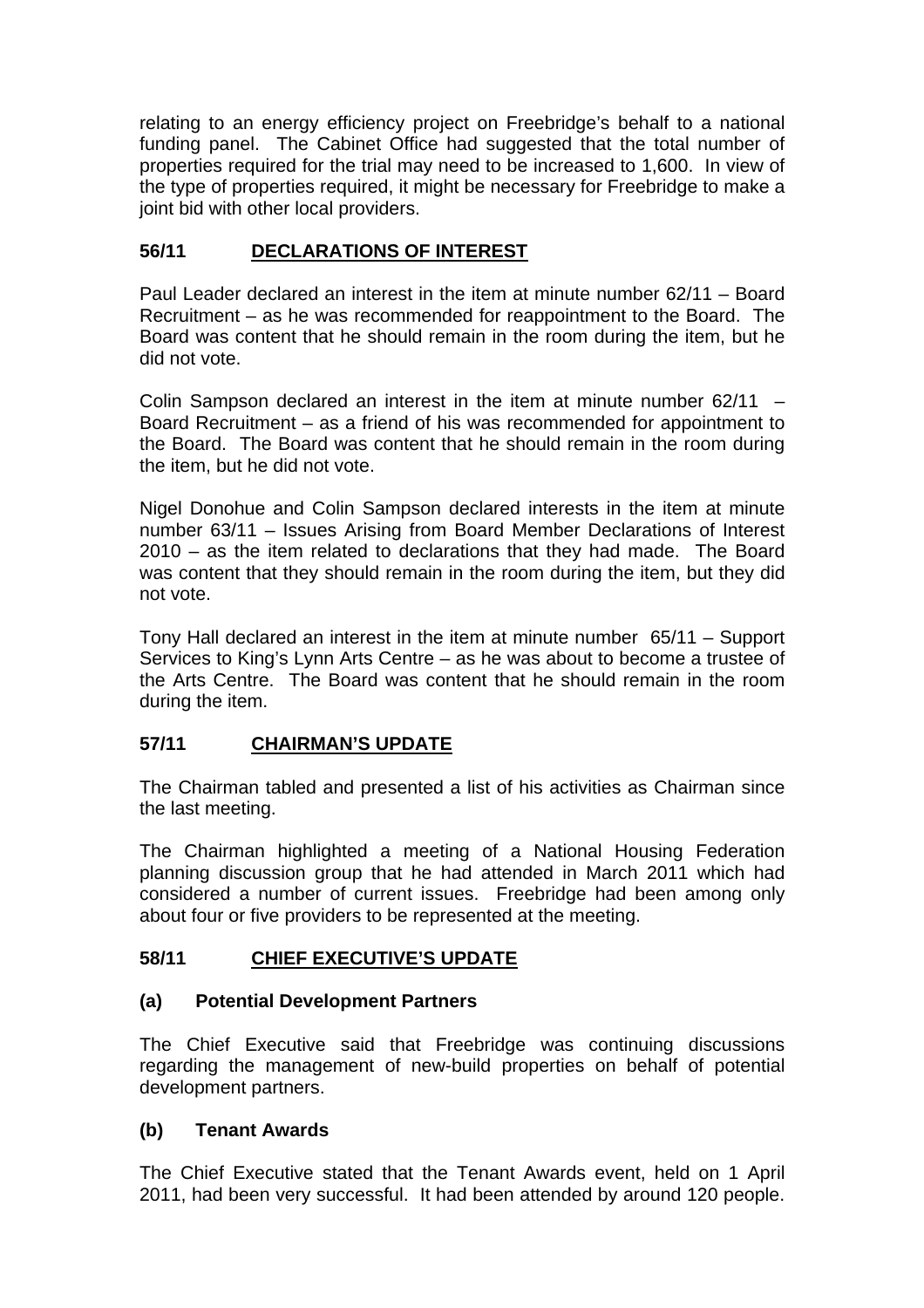relating to an energy efficiency project on Freebridge's behalf to a national funding panel. The Cabinet Office had suggested that the total number of properties required for the trial may need to be increased to 1,600. In view of the type of properties required, it might be necessary for Freebridge to make a joint bid with other local providers.

## 56/11 DECLARATIONS OF INTEREST

Paul Leader declared an interest in the item at minute number 62/11 – Board Recruitment – as he was recommended for reappointment to the Board. The Board was content that he should remain in the room during the item, but he did not vote.

Colin Sampson declared an interest in the item at minute number 62/11 – Board Recruitment – as a friend of his was recommended for appointment to the Board. The Board was content that he should remain in the room during the item, but he did not vote.

Nigel Donohue and Colin Sampson declared interests in the item at minute number 63/11 – Issues Arising from Board Member Declarations of Interest 2010 – as the item related to declarations that they had made. The Board was content that they should remain in the room during the item, but they did not vote.

Tony Hall declared an interest in the item at minute number 65/11 – Support Services to King's Lynn Arts Centre – as he was about to become a trustee of the Arts Centre. The Board was content that he should remain in the room during the item.

## 57/11 CHAIRMAN'S UPDATE

The Chairman tabled and presented a list of his activities as Chairman since the last meeting.

The Chairman highlighted a meeting of a National Housing Federation planning discussion group that he had attended in March 2011 which had considered a number of current issues. Freebridge had been among only about four or five providers to be represented at the meeting.

## 58/11 CHIEF EXECUTIVE'S UPDATE

### (a) Potential Development Partners

The Chief Executive said that Freebridge was continuing discussions regarding the management of new-build properties on behalf of potential development partners.

### (b) Tenant Awards

The Chief Executive stated that the Tenant Awards event, held on 1 April 2011, had been very successful. It had been attended by around 120 people.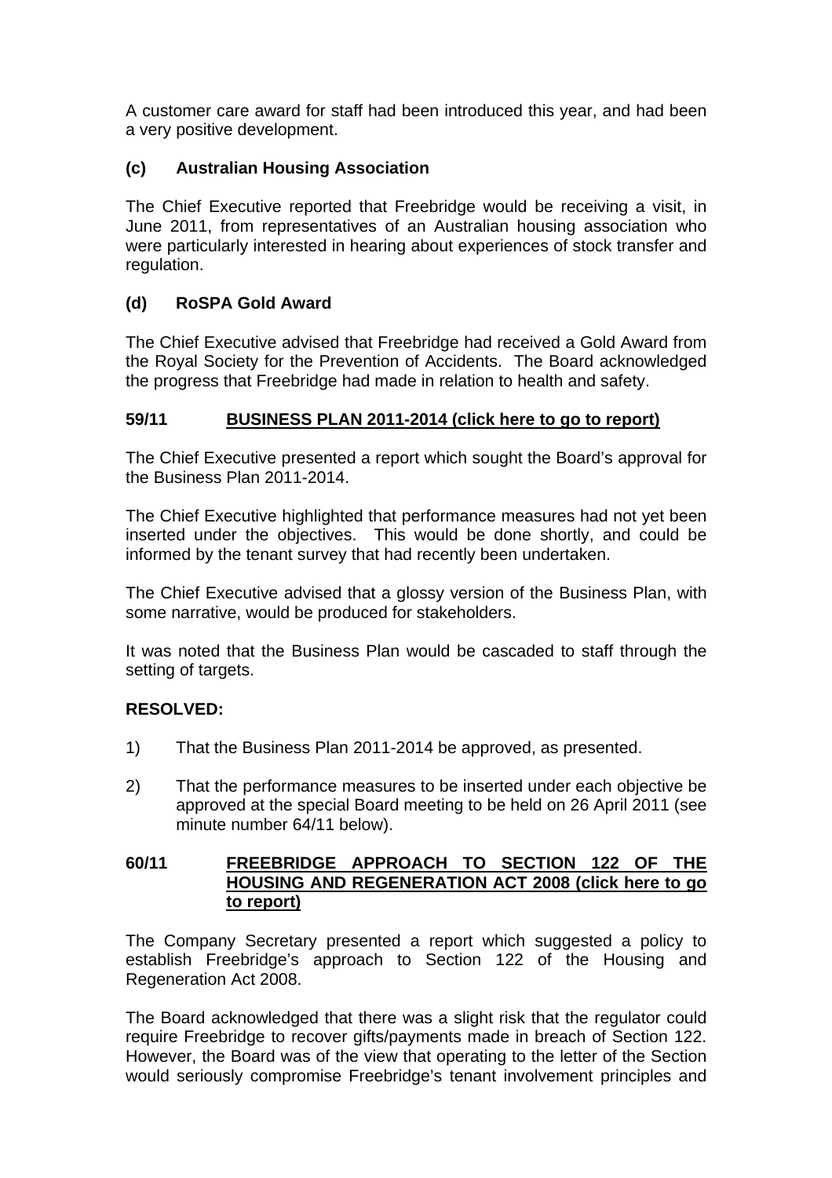A customer care award for staff had been introduced this year, and had been a very positive development.

**(c) Australian Housing Association**

The Chief Executive reported that Freebridge would be receiving a visit, in June 2011, from representatives of an Australian housing association who were particularly interested in hearing about experiences of stock transfer and regulation.

**(d) RoSPA Gold Award**

The Chief Executive advised that Freebridge had received a Gold Award from the Royal Society for the Prevention of Accidents. The Board acknowledged the progress that Freebridge had made in relation to health and safety.

**59/11 BUSINESS PLAN 2011-2014 (click here to go to report)**

The Chief Executive presented a report which sought the Board's approval for the Business Plan 2011-2014.

The Chief Executive highlighted that performance measures had not yet been inserted under the objectives. This would be done shortly, and could be informed by the tenant survey that had recently been undertaken.

The Chief Executive advised that a glossy version of the Business Plan, with some narrative, would be produced for stakeholders.

It was noted that the Business Plan would be cascaded to staff through the setting of targets.

**RESOLVED:**

1) That the Business Plan 2011-2014 be approved, as presented.

2) That the performance measures to be inserted under each objective be approved at the special Board meeting to be held on 26 April 2011 (see minute number 64/11 below).

**60/11 FREEBRIDGE APPROACH TO SECTION 122 OF THE HOUSING AND REGENERATION ACT 2008 (click here to go to report)**

The Company Secretary presented a report which suggested a policy to establish Freebridge's approach to Section 122 of the Housing and Regeneration Act 2008.

The Board acknowledged that there was a slight risk that the regulator could require Freebridge to recover gifts/payments made in breach of Section 122. However, the Board was of the view that operating to the letter of the Section would seriously compromise Freebridge's tenant involvement principles and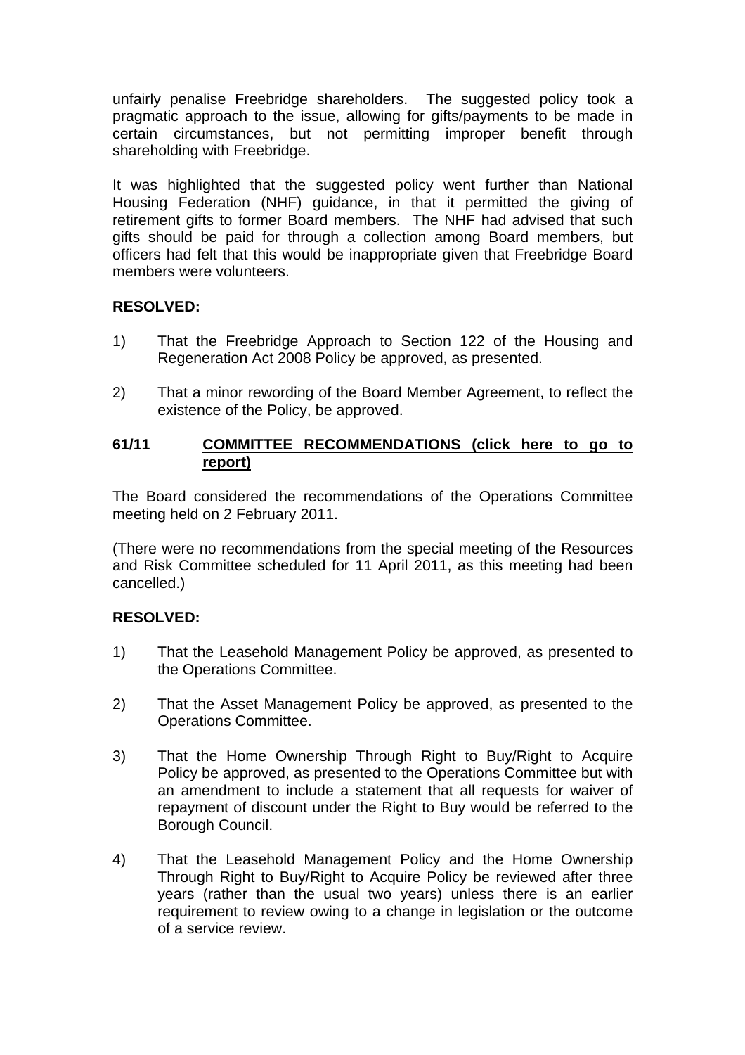unfairly penalise Freebridge shareholders. The suggested policy took a pragmatic approach to the issue, allowing for gifts/payments to be made in certain circumstances, but not permitting improper benefit through shareholding with Freebridge.

It was highlighted that the suggested policy went further than National Housing Federation (NHF) guidance, in that it permitted the giving of retirement gifts to former Board members. The NHF had advised that such gifts should be paid for through a collection among Board members, but officers had felt that this would be inappropriate given that Freebridge Board members were volunteers.

**RESOLVED:**

1) That the Freebridge Approach to Section 122 of the Housing and Regeneration Act 2008 Policy be approved, as presented.

2) That a minor rewording of the Board Member Agreement, to reflect the existence of the Policy, be approved.

### 61/11 COMMITTEE RECOMMENDATIONS (click here to go to report)

The Board considered the recommendations of the Operations Committee meeting held on 2 February 2011.

(There were no recommendations from the special meeting of the Resources and Risk Committee scheduled for 11 April 2011, as this meeting had been cancelled.)

**RESOLVED:**

1) That the Leasehold Management Policy be approved, as presented to the Operations Committee.

2) That the Asset Management Policy be approved, as presented to the Operations Committee.

3) That the Home Ownership Through Right to Buy/Right to Acquire Policy be approved, as presented to the Operations Committee but with an amendment to include a statement that all requests for waiver of repayment of discount under the Right to Buy would be referred to the Borough Council.

4) That the Leasehold Management Policy and the Home Ownership Through Right to Buy/Right to Acquire Policy be reviewed after three years (rather than the usual two years) unless there is an earlier requirement to review owing to a change in legislation or the outcome of a service review.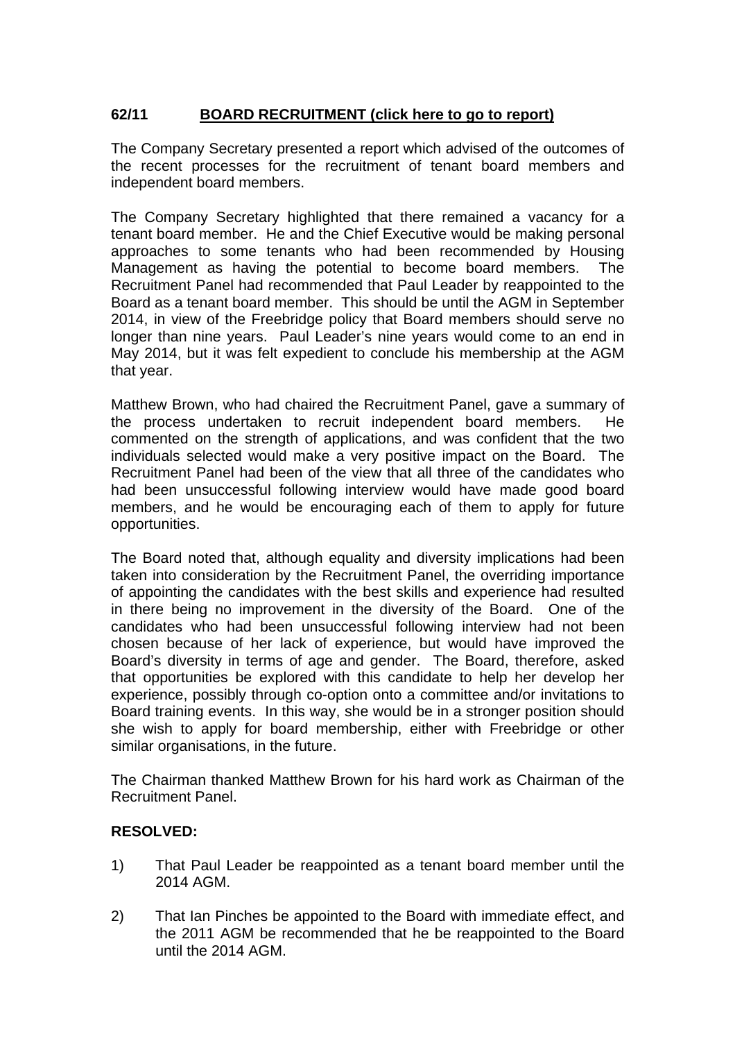**62/11 BOARD RECRUITMENT (click here to go to report)**

The Company Secretary presented a report which advised of the outcomes of the recent processes for the recruitment of tenant board members and independent board members.

The Company Secretary highlighted that there remained a vacancy for a tenant board member. He and the Chief Executive would be making personal approaches to some tenants who had been recommended by Housing Management as having the potential to become board members. The Recruitment Panel had recommended that Paul Leader by reappointed to the Board as a tenant board member. This should be until the AGM in September 2014, in view of the Freebridge policy that Board members should serve no longer than nine years. Paul Leader's nine years would come to an end in May 2014, but it was felt expedient to conclude his membership at the AGM that year.

Matthew Brown, who had chaired the Recruitment Panel, gave a summary of the process undertaken to recruit independent board members. He commented on the strength of applications, and was confident that the two individuals selected would make a very positive impact on the Board. The Recruitment Panel had been of the view that all three of the candidates who had been unsuccessful following interview would have made good board members, and he would be encouraging each of them to apply for future opportunities.

The Board noted that, although equality and diversity implications had been taken into consideration by the Recruitment Panel, the overriding importance of appointing the candidates with the best skills and experience had resulted in there being no improvement in the diversity of the Board. One of the candidates who had been unsuccessful following interview had not been chosen because of her lack of experience, but would have improved the Board's diversity in terms of age and gender. The Board, therefore, asked that opportunities be explored with this candidate to help her develop her experience, possibly through co-option onto a committee and/or invitations to Board training events. In this way, she would be in a stronger position should she wish to apply for board membership, either with Freebridge or other similar organisations, in the future.

The Chairman thanked Matthew Brown for his hard work as Chairman of the Recruitment Panel.

**RESOLVED:**

1) That Paul Leader be reappointed as a tenant board member until the 2014 AGM.

2) That Ian Pinches be appointed to the Board with immediate effect, and the 2011 AGM be recommended that he be reappointed to the Board until the 2014 AGM.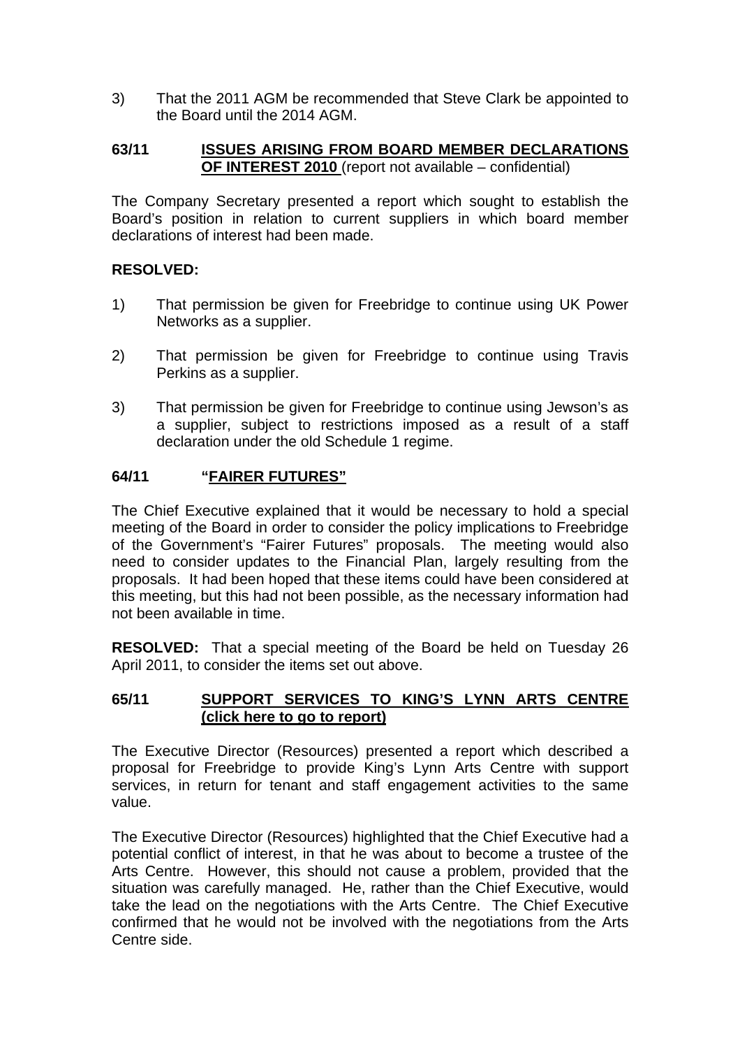3) That the 2011 AGM be recommended that Steve Clark be appointed to the Board until the 2014 AGM.

### 63/11 **ISSUES ARISING FROM BOARD MEMBER DECLARATIONS OF INTEREST 2010** (report not available – confidential)

The Company Secretary presented a report which sought to establish the Board's position in relation to current suppliers in which board member declarations of interest had been made.

**RESOLVED:**

1) That permission be given for Freebridge to continue using UK Power Networks as a supplier.

2) That permission be given for Freebridge to continue using Travis Perkins as a supplier.

3) That permission be given for Freebridge to continue using Jewson's as a supplier, subject to restrictions imposed as a result of a staff declaration under the old Schedule 1 regime.

### 64/11 **"FAIRER FUTURES"**

The Chief Executive explained that it would be necessary to hold a special meeting of the Board in order to consider the policy implications to Freebridge of the Government's "Fairer Futures" proposals. The meeting would also need to consider updates to the Financial Plan, largely resulting from the proposals. It had been hoped that these items could have been considered at this meeting, but this had not been possible, as the necessary information had not been available in time.

**RESOLVED:** That a special meeting of the Board be held on Tuesday 26 April 2011, to consider the items set out above.

### 65/11 **SUPPORT SERVICES TO KING'S LYNN ARTS CENTRE (click here to go to report)**

The Executive Director (Resources) presented a report which described a proposal for Freebridge to provide King's Lynn Arts Centre with support services, in return for tenant and staff engagement activities to the same value.

The Executive Director (Resources) highlighted that the Chief Executive had a potential conflict of interest, in that he was about to become a trustee of the Arts Centre. However, this should not cause a problem, provided that the situation was carefully managed. He, rather than the Chief Executive, would take the lead on the negotiations with the Arts Centre. The Chief Executive confirmed that he would not be involved with the negotiations from the Arts Centre side.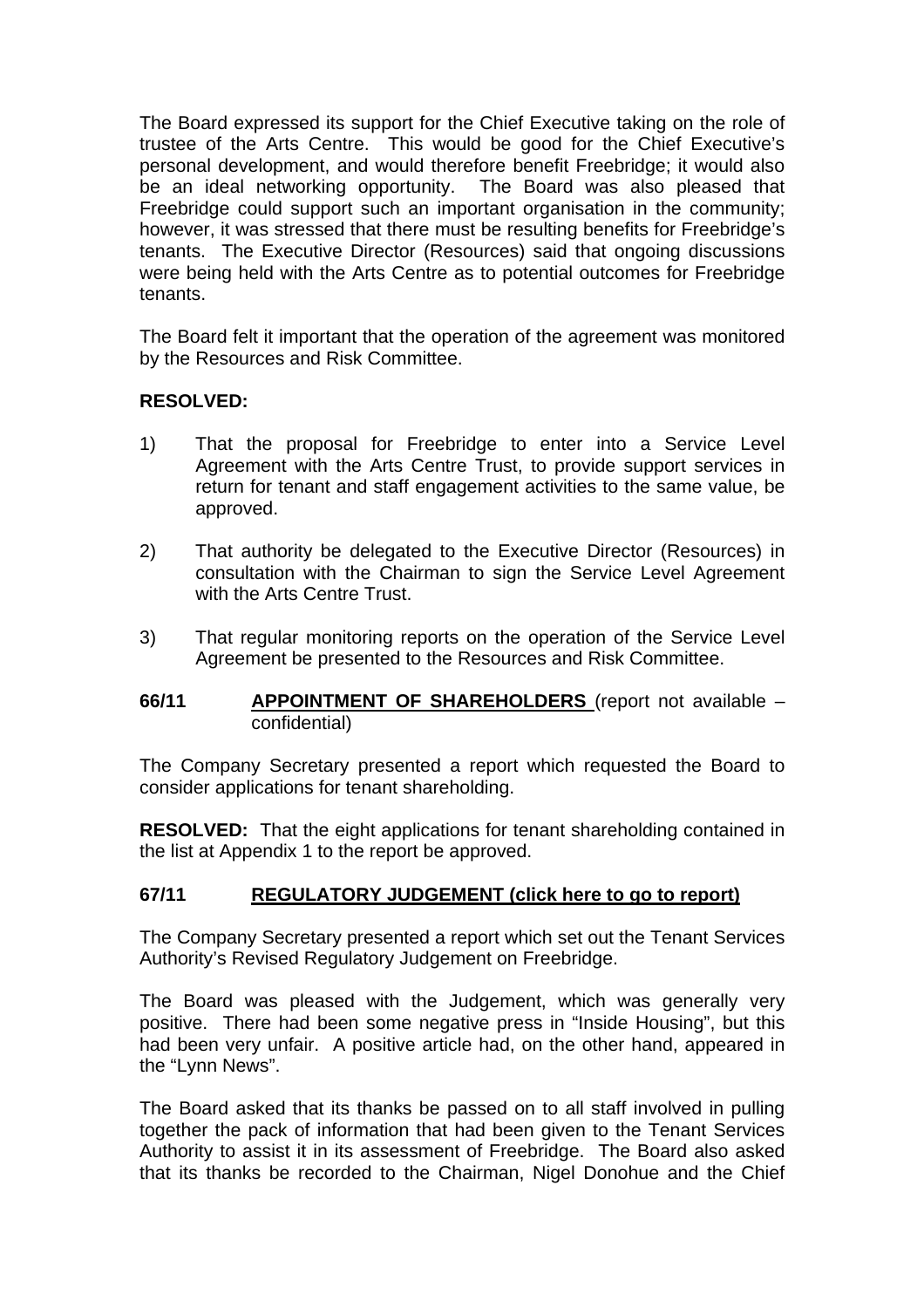The Board expressed its support for the Chief Executive taking on the role of trustee of the Arts Centre. This would be good for the Chief Executive's personal development, and would therefore benefit Freebridge; it would also be an ideal networking opportunity. The Board was also pleased that Freebridge could support such an important organisation in the community; however, it was stressed that there must be resulting benefits for Freebridge's tenants. The Executive Director (Resources) said that ongoing discussions were being held with the Arts Centre as to potential outcomes for Freebridge tenants.

The Board felt it important that the operation of the agreement was monitored by the Resources and Risk Committee.

**RESOLVED:**

1) That the proposal for Freebridge to enter into a Service Level Agreement with the Arts Centre Trust, to provide support services in return for tenant and staff engagement activities to the same value, be approved.

2) That authority be delegated to the Executive Director (Resources) in consultation with the Chairman to sign the Service Level Agreement with the Arts Centre Trust.

3) That regular monitoring reports on the operation of the Service Level Agreement be presented to the Resources and Risk Committee.

**66/11 APPOINTMENT OF SHAREHOLDERS** (report not available – confidential)

The Company Secretary presented a report which requested the Board to consider applications for tenant shareholding.

**RESOLVED:** That the eight applications for tenant shareholding contained in the list at Appendix 1 to the report be approved.

**67/11 REGULATORY JUDGEMENT (click here to go to report)**

The Company Secretary presented a report which set out the Tenant Services Authority's Revised Regulatory Judgement on Freebridge.

The Board was pleased with the Judgement, which was generally very positive. There had been some negative press in "Inside Housing", but this had been very unfair. A positive article had, on the other hand, appeared in the "Lynn News".

The Board asked that its thanks be passed on to all staff involved in pulling together the pack of information that had been given to the Tenant Services Authority to assist it in its assessment of Freebridge. The Board also asked that its thanks be recorded to the Chairman, Nigel Donohue and the Chief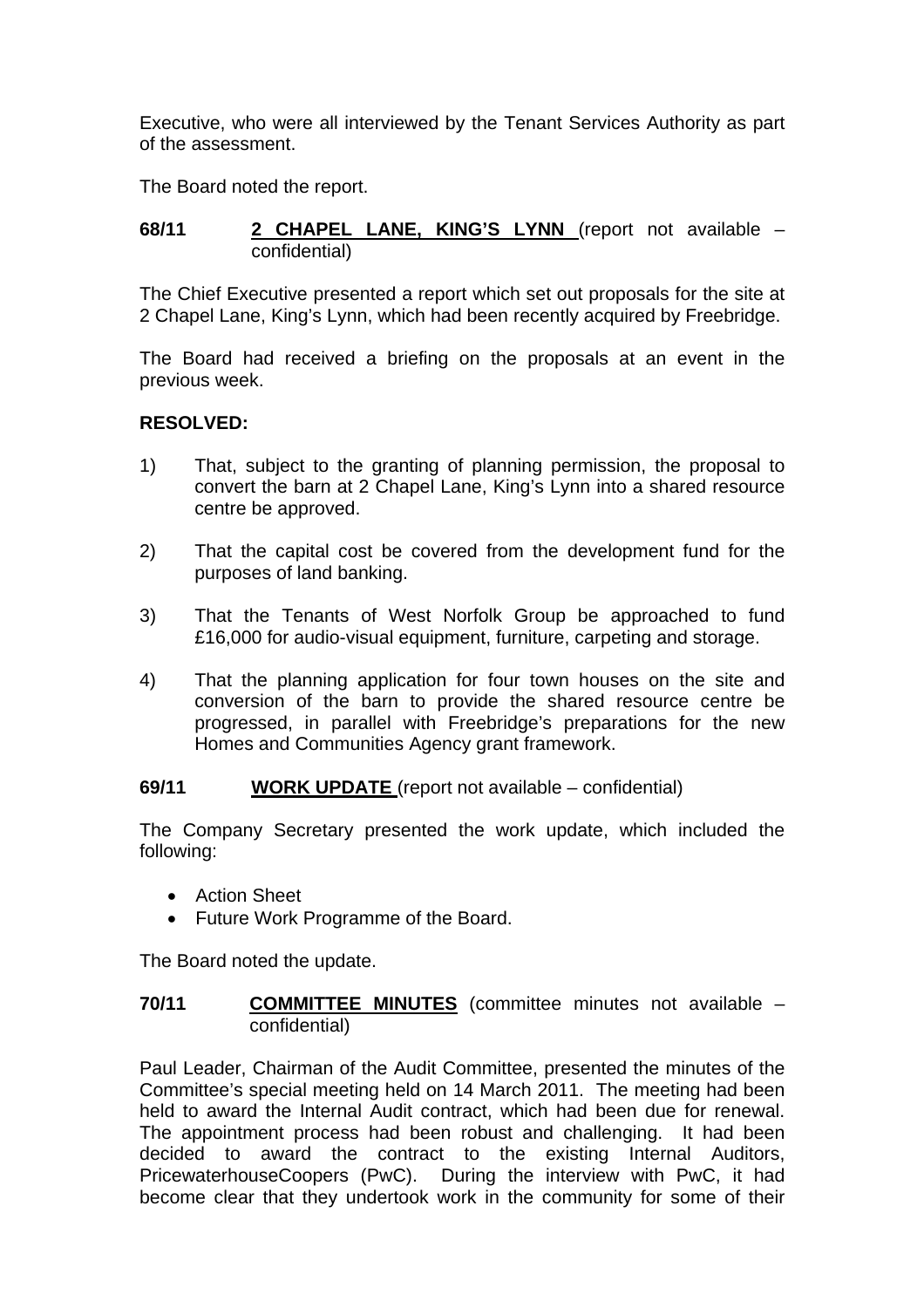Executive, who were all interviewed by the Tenant Services Authority as part of the assessment.

The Board noted the report.

**68/11** **2 CHAPEL LANE, KING'S LYNN** (report not available – confidential)

The Chief Executive presented a report which set out proposals for the site at 2 Chapel Lane, King's Lynn, which had been recently acquired by Freebridge.

The Board had received a briefing on the proposals at an event in the previous week.

**RESOLVED:**

1) That, subject to the granting of planning permission, the proposal to convert the barn at 2 Chapel Lane, King's Lynn into a shared resource centre be approved.

2) That the capital cost be covered from the development fund for the purposes of land banking.

3) That the Tenants of West Norfolk Group be approached to fund £16,000 for audio-visual equipment, furniture, carpeting and storage.

4) That the planning application for four town houses on the site and conversion of the barn to provide the shared resource centre be progressed, in parallel with Freebridge's preparations for the new Homes and Communities Agency grant framework.

**69/11** **WORK UPDATE** (report not available – confidential)

The Company Secretary presented the work update, which included the following:

- Action Sheet
- Future Work Programme of the Board.

The Board noted the update.

**70/11** **COMMITTEE MINUTES** (committee minutes not available – confidential)

Paul Leader, Chairman of the Audit Committee, presented the minutes of the Committee's special meeting held on 14 March 2011. The meeting had been held to award the Internal Audit contract, which had been due for renewal. The appointment process had been robust and challenging. It had been decided to award the contract to the existing Internal Auditors, PricewaterhouseCoopers (PwC). During the interview with PwC, it had become clear that they undertook work in the community for some of their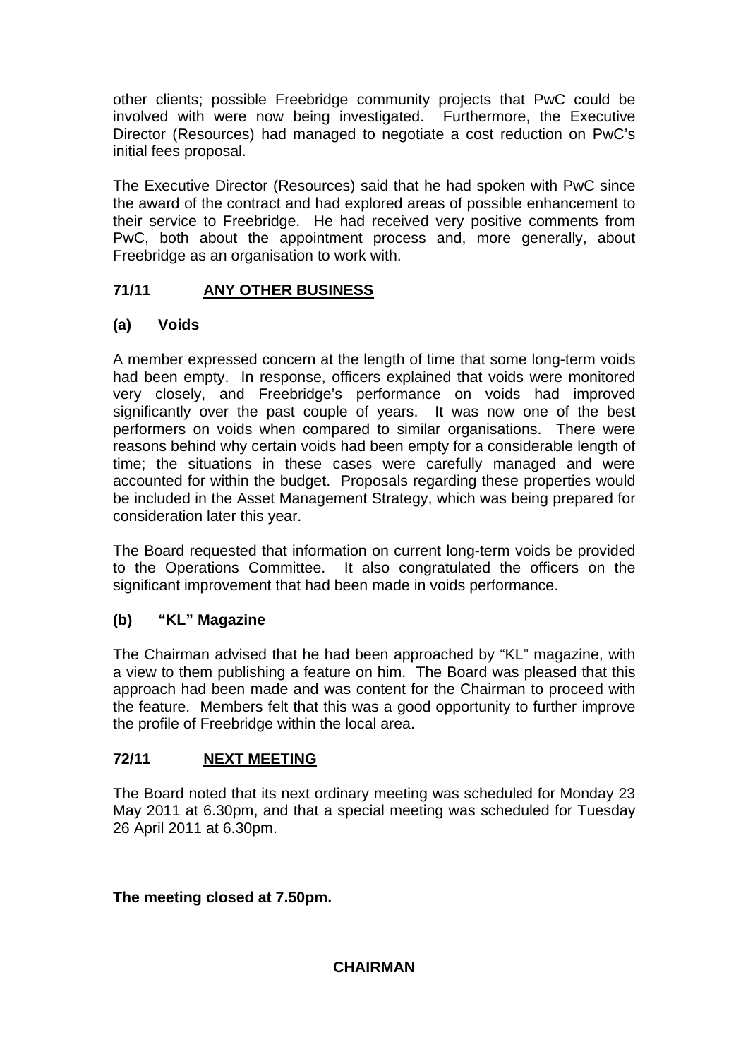other clients; possible Freebridge community projects that PwC could be involved with were now being investigated. Furthermore, the Executive Director (Resources) had managed to negotiate a cost reduction on PwC's initial fees proposal.

The Executive Director (Resources) said that he had spoken with PwC since the award of the contract and had explored areas of possible enhancement to their service to Freebridge. He had received very positive comments from PwC, both about the appointment process and, more generally, about Freebridge as an organisation to work with.

## 71/11 ANY OTHER BUSINESS

### (a) Voids

A member expressed concern at the length of time that some long-term voids had been empty. In response, officers explained that voids were monitored very closely, and Freebridge's performance on voids had improved significantly over the past couple of years. It was now one of the best performers on voids when compared to similar organisations. There were reasons behind why certain voids had been empty for a considerable length of time; the situations in these cases were carefully managed and were accounted for within the budget. Proposals regarding these properties would be included in the Asset Management Strategy, which was being prepared for consideration later this year.

The Board requested that information on current long-term voids be provided to the Operations Committee. It also congratulated the officers on the significant improvement that had been made in voids performance.

### (b) "KL" Magazine

The Chairman advised that he had been approached by "KL" magazine, with a view to them publishing a feature on him. The Board was pleased that this approach had been made and was content for the Chairman to proceed with the feature. Members felt that this was a good opportunity to further improve the profile of Freebridge within the local area.

## 72/11 NEXT MEETING

The Board noted that its next ordinary meeting was scheduled for Monday 23 May 2011 at 6.30pm, and that a special meeting was scheduled for Tuesday 26 April 2011 at 6.30pm.

**The meeting closed at 7.50pm.**

**CHAIRMAN**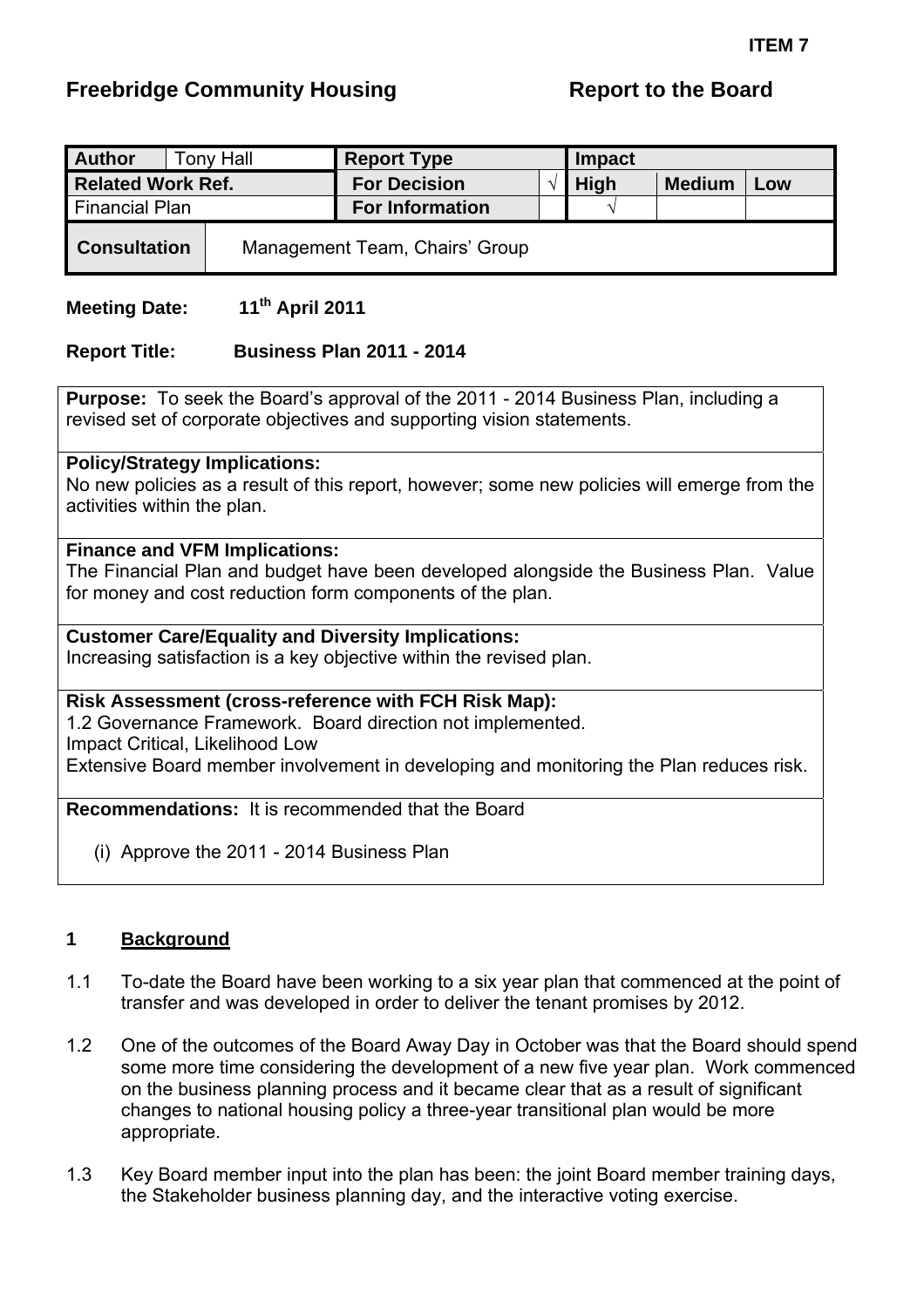**ITEM 7**

## Freebridge Community Housing — Report to the Board

| Author | Tony Hall | Report Type | | Impact | | |
|---|---|---|---|---|---|---|
| Related Work Ref. | | For Decision | √ | High | Medium | Low |
| Financial Plan | | For Information | | √ | | |
| Consultation | Management Team, Chairs' Group | | | | | |

**Meeting Date:** 11th April 2011

**Report Title:** Business Plan 2011 - 2014

**Purpose:** To seek the Board's approval of the 2011 - 2014 Business Plan, including a revised set of corporate objectives and supporting vision statements.

**Policy/Strategy Implications:**
No new policies as a result of this report, however; some new policies will emerge from the activities within the plan.

**Finance and VFM Implications:**
The Financial Plan and budget have been developed alongside the Business Plan. Value for money and cost reduction form components of the plan.

**Customer Care/Equality and Diversity Implications:**
Increasing satisfaction is a key objective within the revised plan.

**Risk Assessment (cross-reference with FCH Risk Map):**
1.2 Governance Framework. Board direction not implemented.
Impact Critical, Likelihood Low
Extensive Board member involvement in developing and monitoring the Plan reduces risk.

**Recommendations:** It is recommended that the Board

(i) Approve the 2011 - 2014 Business Plan

### 1 Background

1.1 To-date the Board have been working to a six year plan that commenced at the point of transfer and was developed in order to deliver the tenant promises by 2012.

1.2 One of the outcomes of the Board Away Day in October was that the Board should spend some more time considering the development of a new five year plan. Work commenced on the business planning process and it became clear that as a result of significant changes to national housing policy a three-year transitional plan would be more appropriate.

1.3 Key Board member input into the plan has been: the joint Board member training days, the Stakeholder business planning day, and the interactive voting exercise.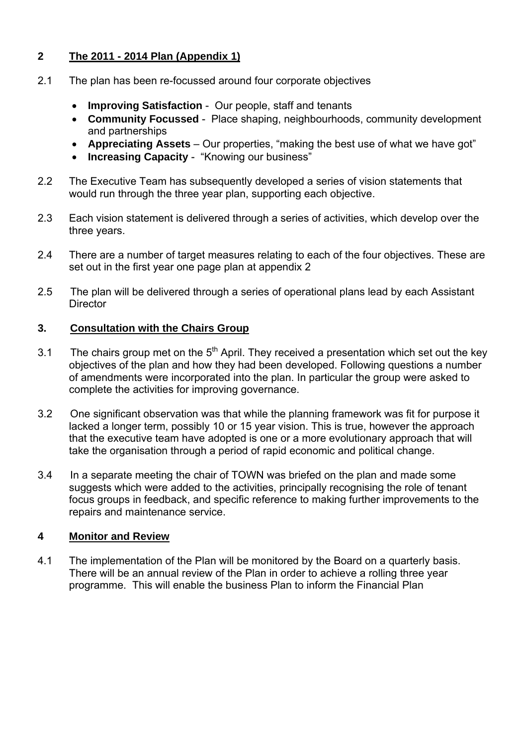## 2 The 2011 - 2014 Plan (Appendix 1)

2.1 The plan has been re-focussed around four corporate objectives

- **Improving Satisfaction** - Our people, staff and tenants
- **Community Focussed** - Place shaping, neighbourhoods, community development and partnerships
- **Appreciating Assets** – Our properties, "making the best use of what we have got"
- **Increasing Capacity** - "Knowing our business"

2.2 The Executive Team has subsequently developed a series of vision statements that would run through the three year plan, supporting each objective.

2.3 Each vision statement is delivered through a series of activities, which develop over the three years.

2.4 There are a number of target measures relating to each of the four objectives. These are set out in the first year one page plan at appendix 2

2.5 The plan will be delivered through a series of operational plans lead by each Assistant Director

## 3. Consultation with the Chairs Group

3.1 The chairs group met on the 5th April. They received a presentation which set out the key objectives of the plan and how they had been developed. Following questions a number of amendments were incorporated into the plan. In particular the group were asked to complete the activities for improving governance.

3.2 One significant observation was that while the planning framework was fit for purpose it lacked a longer term, possibly 10 or 15 year vision. This is true, however the approach that the executive team have adopted is one or a more evolutionary approach that will take the organisation through a period of rapid economic and political change.

3.4 In a separate meeting the chair of TOWN was briefed on the plan and made some suggests which were added to the activities, principally recognising the role of tenant focus groups in feedback, and specific reference to making further improvements to the repairs and maintenance service.

## 4 Monitor and Review

4.1 The implementation of the Plan will be monitored by the Board on a quarterly basis. There will be an annual review of the Plan in order to achieve a rolling three year programme. This will enable the business Plan to inform the Financial Plan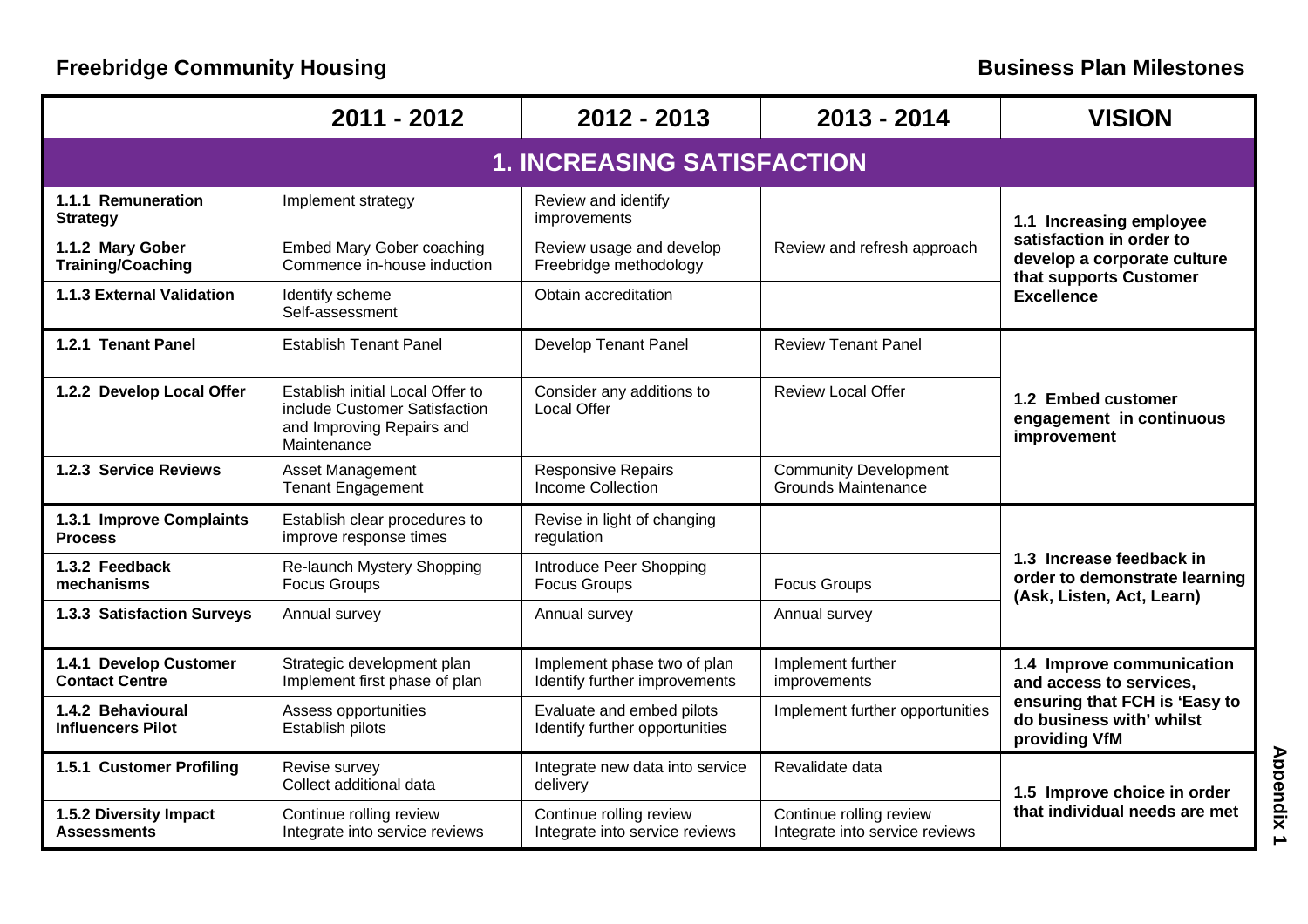# Freebridge Community Housing

## Business Plan Milestones

| | 2011 - 2012 | 2012 - 2013 | 2013 - 2014 | VISION |
|---|---|---|---|---|
| **1. INCREASING SATISFACTION** | | | | |
| **1.1.1 Remuneration Strategy** | Implement strategy | Review and identify improvements | | **1.1 Increasing employee satisfaction in order to develop a corporate culture that supports Customer Excellence** |
| **1.1.2 Mary Gober Training/Coaching** | Embed Mary Gober coaching<br>Commence in-house induction | Review usage and develop Freebridge methodology | Review and refresh approach | |
| **1.1.3 External Validation** | Identify scheme<br>Self-assessment | Obtain accreditation | | |
| **1.2.1 Tenant Panel** | Establish Tenant Panel | Develop Tenant Panel | Review Tenant Panel | **1.2 Embed customer engagement in continuous improvement** |
| **1.2.2 Develop Local Offer** | Establish initial Local Offer to include Customer Satisfaction and Improving Repairs and Maintenance | Consider any additions to Local Offer | Review Local Offer | |
| **1.2.3 Service Reviews** | Asset Management<br>Tenant Engagement | Responsive Repairs<br>Income Collection | Community Development<br>Grounds Maintenance | |
| **1.3.1 Improve Complaints Process** | Establish clear procedures to improve response times | Revise in light of changing regulation | | **1.3 Increase feedback in order to demonstrate learning (Ask, Listen, Act, Learn)** |
| **1.3.2 Feedback mechanisms** | Re-launch Mystery Shopping<br>Focus Groups | Introduce Peer Shopping<br>Focus Groups | Focus Groups | |
| **1.3.3 Satisfaction Surveys** | Annual survey | Annual survey | Annual survey | |
| **1.4.1 Develop Customer Contact Centre** | Strategic development plan<br>Implement first phase of plan | Implement phase two of plan<br>Identify further improvements | Implement further improvements | **1.4 Improve communication and access to services, ensuring that FCH is 'Easy to do business with' whilst providing VfM** |
| **1.4.2 Behavioural Influencers Pilot** | Assess opportunities<br>Establish pilots | Evaluate and embed pilots<br>Identify further opportunities | Implement further opportunities | |
| **1.5.1 Customer Profiling** | Revise survey<br>Collect additional data | Integrate new data into service delivery | Revalidate data | **1.5 Improve choice in order that individual needs are met** |
| **1.5.2 Diversity Impact Assessments** | Continue rolling review<br>Integrate into service reviews | Continue rolling review<br>Integrate into service reviews | Continue rolling review<br>Integrate into service reviews | |

Appendix 1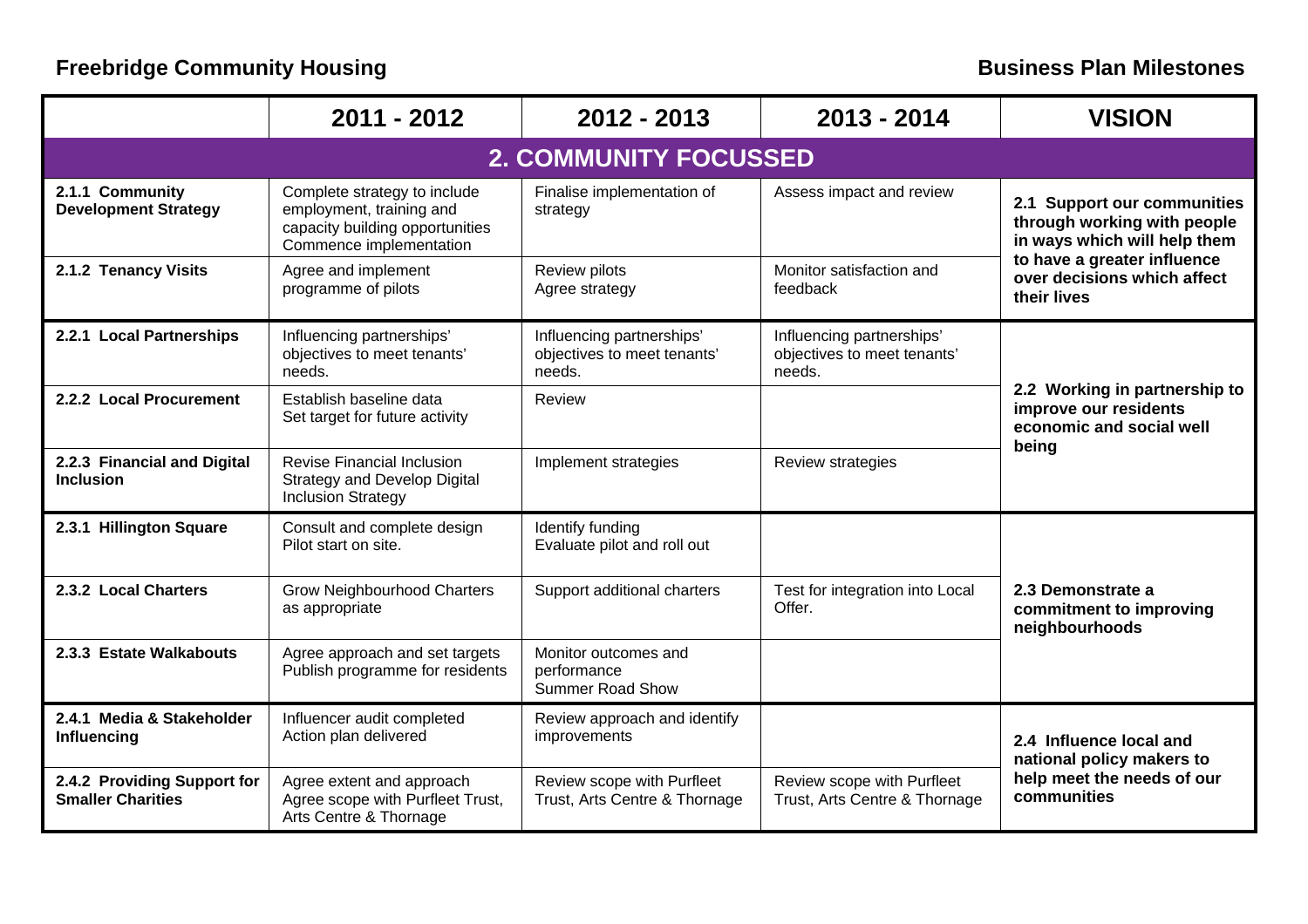**Freebridge Community Housing** **Business Plan Milestones**

| | 2011 - 2012 | 2012 - 2013 | 2013 - 2014 | VISION |
|---|---|---|---|---|
| **2. COMMUNITY FOCUSSED** | | | | |
| **2.1.1 Community Development Strategy** | Complete strategy to include employment, training and capacity building opportunities<br>Commence implementation | Finalise implementation of strategy | Assess impact and review | **2.1 Support our communities through working with people in ways which will help them to have a greater influence over decisions which affect their lives** |
| **2.1.2 Tenancy Visits** | Agree and implement programme of pilots | Review pilots<br>Agree strategy | Monitor satisfaction and feedback | |
| **2.2.1 Local Partnerships** | Influencing partnerships' objectives to meet tenants' needs. | Influencing partnerships' objectives to meet tenants' needs. | Influencing partnerships' objectives to meet tenants' needs. | **2.2 Working in partnership to improve our residents economic and social well being** |
| **2.2.2 Local Procurement** | Establish baseline data<br>Set target for future activity | Review | | |
| **2.2.3 Financial and Digital Inclusion** | Revise Financial Inclusion Strategy and Develop Digital Inclusion Strategy | Implement strategies | Review strategies | |
| **2.3.1 Hillington Square** | Consult and complete design<br>Pilot start on site. | Identify funding<br>Evaluate pilot and roll out | | **2.3 Demonstrate a commitment to improving neighbourhoods** |
| **2.3.2 Local Charters** | Grow Neighbourhood Charters as appropriate | Support additional charters | Test for integration into Local Offer. | |
| **2.3.3 Estate Walkabouts** | Agree approach and set targets<br>Publish programme for residents | Monitor outcomes and performance<br>Summer Road Show | | |
| **2.4.1 Media & Stakeholder Influencing** | Influencer audit completed<br>Action plan delivered | Review approach and identify improvements | | **2.4 Influence local and national policy makers to help meet the needs of our communities** |
| **2.4.2 Providing Support for Smaller Charities** | Agree extent and approach<br>Agree scope with Purfleet Trust, Arts Centre & Thornage | Review scope with Purfleet Trust, Arts Centre & Thornage | Review scope with Purfleet Trust, Arts Centre & Thornage | |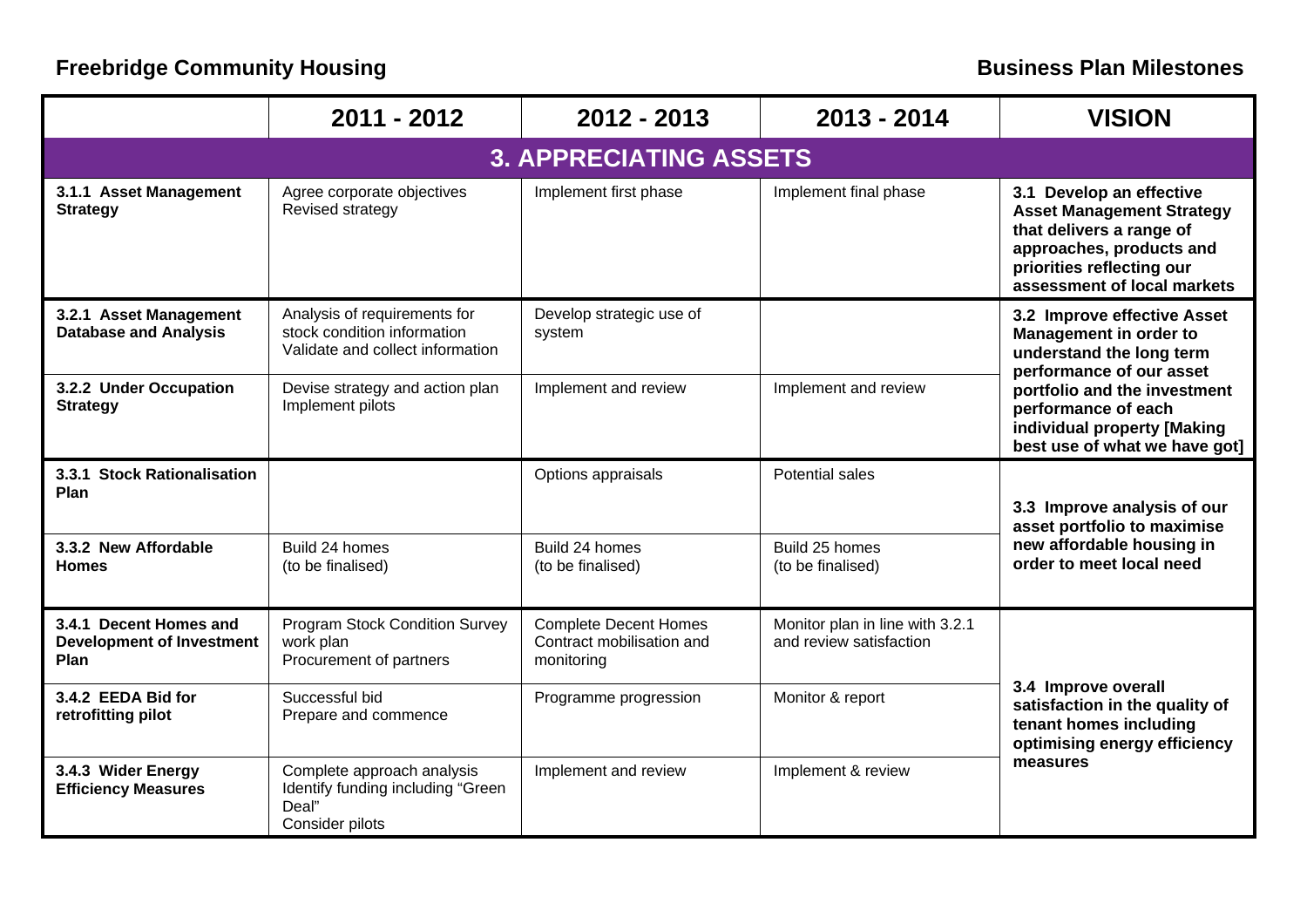**Freebridge Community Housing** **Business Plan Milestones**

| | 2011 - 2012 | 2012 - 2013 | 2013 - 2014 | VISION |
|---|---|---|---|---|
| **3. APPRECIATING ASSETS** | | | | |
| **3.1.1 Asset Management Strategy** | Agree corporate objectives<br>Revised strategy | Implement first phase | Implement final phase | **3.1 Develop an effective Asset Management Strategy that delivers a range of approaches, products and priorities reflecting our assessment of local markets** |
| **3.2.1 Asset Management Database and Analysis** | Analysis of requirements for stock condition information<br>Validate and collect information | Develop strategic use of system | | **3.2 Improve effective Asset Management in order to understand the long term performance of our asset portfolio and the investment performance of each individual property [Making best use of what we have got]** |
| **3.2.2 Under Occupation Strategy** | Devise strategy and action plan<br>Implement pilots | Implement and review | Implement and review | |
| **3.3.1 Stock Rationalisation Plan** | | Options appraisals | Potential sales | **3.3 Improve analysis of our asset portfolio to maximise new affordable housing in order to meet local need** |
| **3.3.2 New Affordable Homes** | Build 24 homes<br>(to be finalised) | Build 24 homes<br>(to be finalised) | Build 25 homes<br>(to be finalised) | |
| **3.4.1 Decent Homes and Development of Investment Plan** | Program Stock Condition Survey work plan<br>Procurement of partners | Complete Decent Homes Contract mobilisation and monitoring | Monitor plan in line with 3.2.1 and review satisfaction | **3.4 Improve overall satisfaction in the quality of tenant homes including optimising energy efficiency measures** |
| **3.4.2 EEDA Bid for retrofitting pilot** | Successful bid<br>Prepare and commence | Programme progression | Monitor & report | |
| **3.4.3 Wider Energy Efficiency Measures** | Complete approach analysis<br>Identify funding including "Green Deal"<br>Consider pilots | Implement and review | Implement & review | |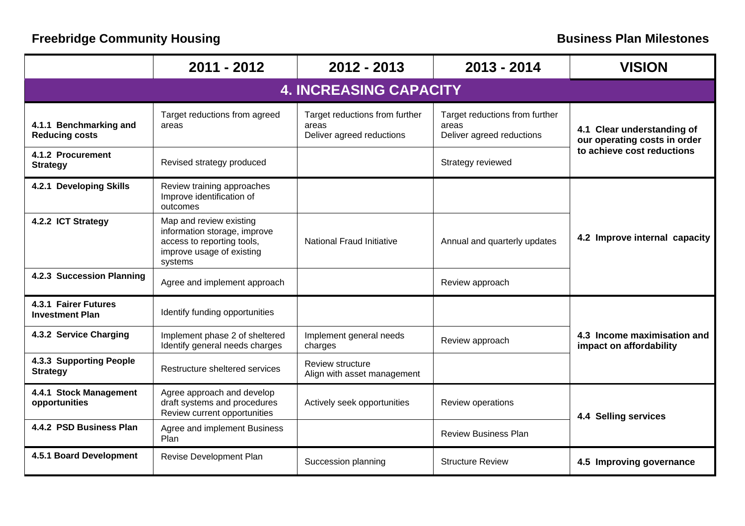**Freebridge Community Housing** | **Business Plan Milestones**

| | 2011 - 2012 | 2012 - 2013 | 2013 - 2014 | VISION |
|---|---|---|---|---|
| **4. INCREASING CAPACITY** | | | | |
| **4.1.1 Benchmarking and Reducing costs** | Target reductions from agreed areas | Target reductions from further areas<br>Deliver agreed reductions | Target reductions from further areas<br>Deliver agreed reductions | **4.1 Clear understanding of our operating costs in order to achieve cost reductions** |
| **4.1.2 Procurement Strategy** | Revised strategy produced | | Strategy reviewed | |
| **4.2.1 Developing Skills** | Review training approaches<br>Improve identification of outcomes | | | **4.2 Improve internal capacity** |
| **4.2.2 ICT Strategy** | Map and review existing information storage, improve access to reporting tools, improve usage of existing systems | National Fraud Initiative | Annual and quarterly updates | |
| **4.2.3 Succession Planning** | Agree and implement approach | | Review approach | |
| **4.3.1 Fairer Futures Investment Plan** | Identify funding opportunities | | | **4.3 Income maximisation and impact on affordability** |
| **4.3.2 Service Charging** | Implement phase 2 of sheltered<br>Identify general needs charges | Implement general needs charges | Review approach | |
| **4.3.3 Supporting People Strategy** | Restructure sheltered services | Review structure<br>Align with asset management | | |
| **4.4.1 Stock Management opportunities** | Agree approach and develop draft systems and procedures<br>Review current opportunities | Actively seek opportunities | Review operations | **4.4 Selling services** |
| **4.4.2 PSD Business Plan** | Agree and implement Business Plan | | Review Business Plan | |
| **4.5.1 Board Development** | Revise Development Plan | Succession planning | Structure Review | **4.5 Improving governance** |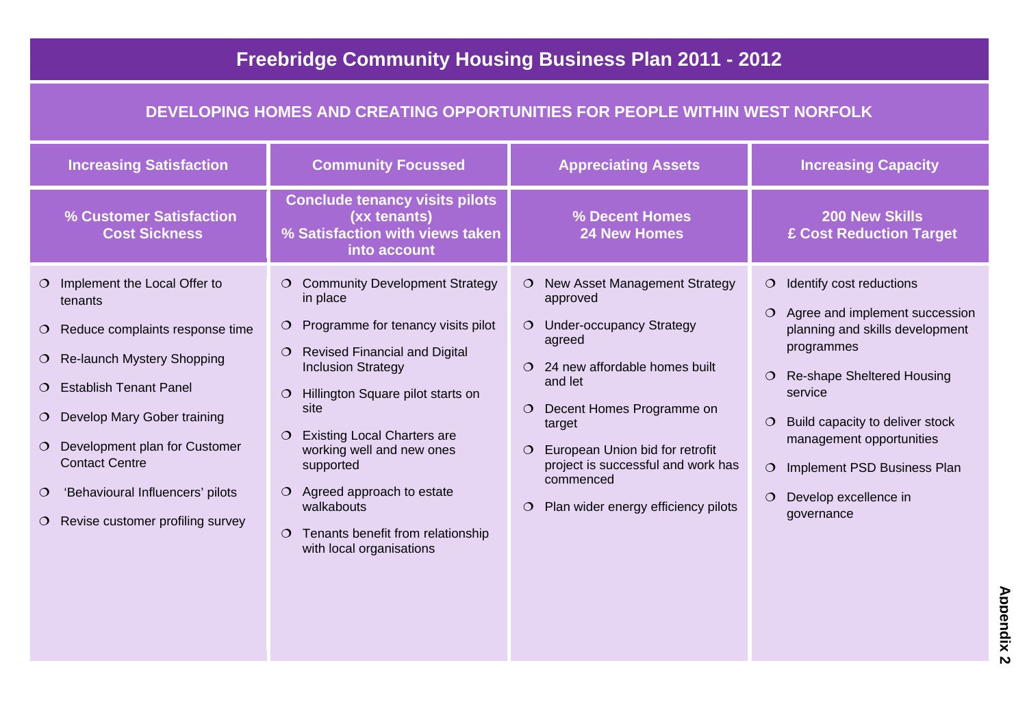# Freebridge Community Housing Business Plan 2011 - 2012

## DEVELOPING HOMES AND CREATING OPPORTUNITIES FOR PEOPLE WITHIN WEST NORFOLK

| Increasing Satisfaction | Community Focussed | Appreciating Assets | Increasing Capacity |
|---|---|---|---|
| **% Customer Satisfaction**<br>**Cost Sickness** | **Conclude tenancy visits pilots (xx tenants)**<br>**% Satisfaction with views taken into account** | **% Decent Homes**<br>**24 New Homes** | **200 New Skills**<br>**£ Cost Reduction Target** |
| ❍ Implement the Local Offer to tenants<br>❍ Reduce complaints response time<br>❍ Re-launch Mystery Shopping<br>❍ Establish Tenant Panel<br>❍ Develop Mary Gober training<br>❍ Development plan for Customer Contact Centre<br>❍ 'Behavioural Influencers' pilots<br>❍ Revise customer profiling survey | ❍ Community Development Strategy in place<br>❍ Programme for tenancy visits pilot<br>❍ Revised Financial and Digital Inclusion Strategy<br>❍ Hillington Square pilot starts on site<br>❍ Existing Local Charters are working well and new ones supported<br>❍ Agreed approach to estate walkabouts<br>❍ Tenants benefit from relationship with local organisations | ❍ New Asset Management Strategy approved<br>❍ Under-occupancy Strategy agreed<br>❍ 24 new affordable homes built and let<br>❍ Decent Homes Programme on target<br>❍ European Union bid for retrofit project is successful and work has commenced<br>❍ Plan wider energy efficiency pilots | ❍ Identify cost reductions<br>❍ Agree and implement succession planning and skills development programmes<br>❍ Re-shape Sheltered Housing service<br>❍ Build capacity to deliver stock management opportunities<br>❍ Implement PSD Business Plan<br>❍ Develop excellence in governance |

**Appendix 2**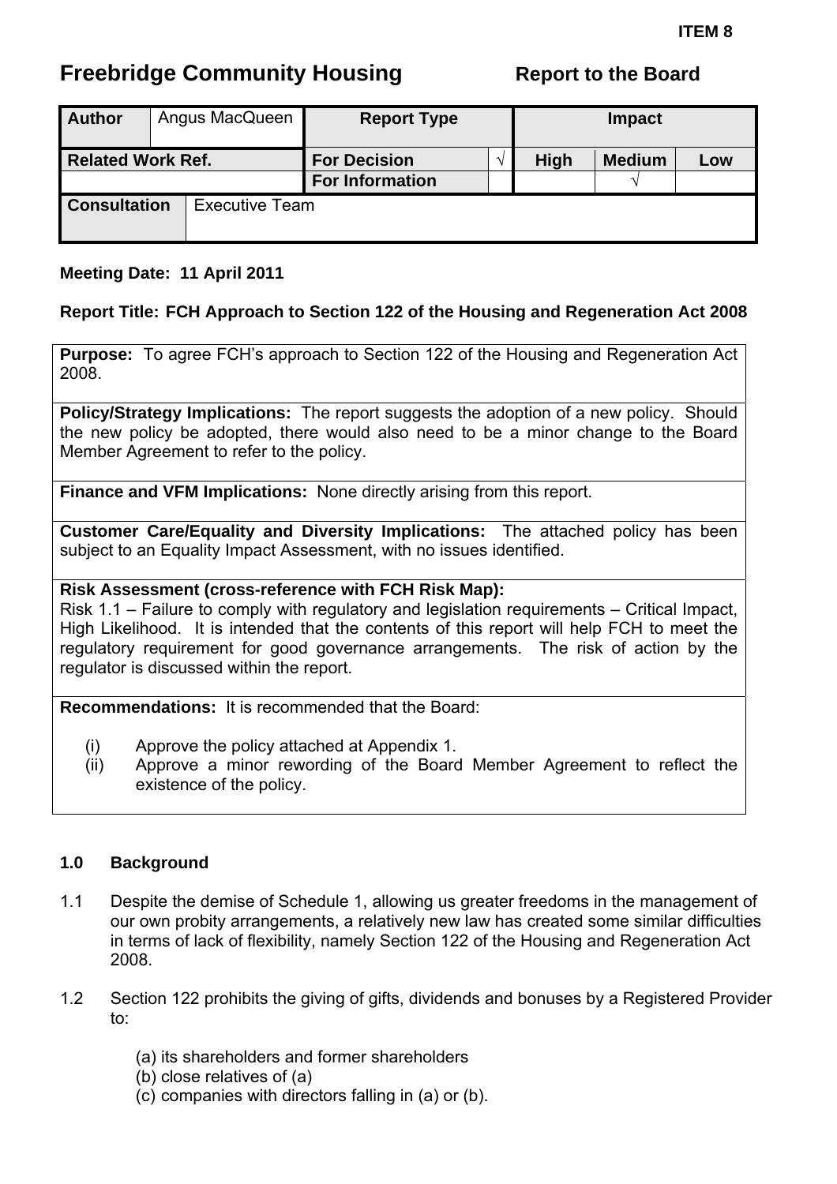**ITEM 8**

# Freebridge Community Housing — Report to the Board

| Author | Angus MacQueen | Report Type | | Impact | | |
|---|---|---|---|---|---|---|
| Related Work Ref. | | For Decision | √ | High | Medium | Low |
| | | For Information | | | √ | |
| Consultation | Executive Team | | | | | |

**Meeting Date: 11 April 2011**

**Report Title: FCH Approach to Section 122 of the Housing and Regeneration Act 2008**

**Purpose:** To agree FCH's approach to Section 122 of the Housing and Regeneration Act 2008.

**Policy/Strategy Implications:** The report suggests the adoption of a new policy. Should the new policy be adopted, there would also need to be a minor change to the Board Member Agreement to refer to the policy.

**Finance and VFM Implications:** None directly arising from this report.

**Customer Care/Equality and Diversity Implications:** The attached policy has been subject to an Equality Impact Assessment, with no issues identified.

**Risk Assessment (cross-reference with FCH Risk Map):**
Risk 1.1 – Failure to comply with regulatory and legislation requirements – Critical Impact, High Likelihood. It is intended that the contents of this report will help FCH to meet the regulatory requirement for good governance arrangements. The risk of action by the regulator is discussed within the report.

**Recommendations:** It is recommended that the Board:

(i) Approve the policy attached at Appendix 1.
(ii) Approve a minor rewording of the Board Member Agreement to reflect the existence of the policy.

## 1.0 Background

1.1 Despite the demise of Schedule 1, allowing us greater freedoms in the management of our own probity arrangements, a relatively new law has created some similar difficulties in terms of lack of flexibility, namely Section 122 of the Housing and Regeneration Act 2008.

1.2 Section 122 prohibits the giving of gifts, dividends and bonuses by a Registered Provider to:

(a) its shareholders and former shareholders
(b) close relatives of (a)
(c) companies with directors falling in (a) or (b).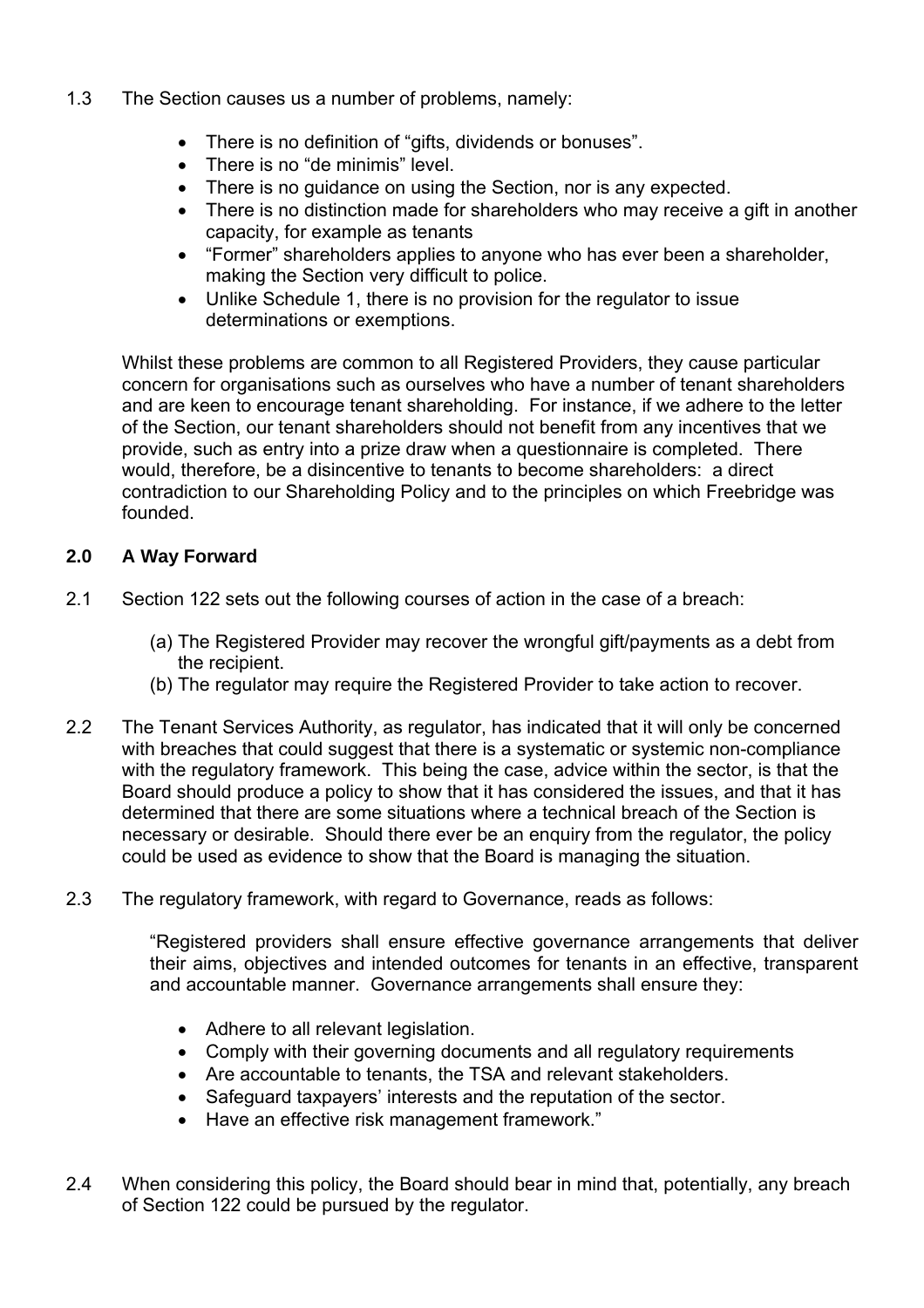1.3 The Section causes us a number of problems, namely:

- There is no definition of "gifts, dividends or bonuses".
- There is no "de minimis" level.
- There is no guidance on using the Section, nor is any expected.
- There is no distinction made for shareholders who may receive a gift in another capacity, for example as tenants
- "Former" shareholders applies to anyone who has ever been a shareholder, making the Section very difficult to police.
- Unlike Schedule 1, there is no provision for the regulator to issue determinations or exemptions.

Whilst these problems are common to all Registered Providers, they cause particular concern for organisations such as ourselves who have a number of tenant shareholders and are keen to encourage tenant shareholding. For instance, if we adhere to the letter of the Section, our tenant shareholders should not benefit from any incentives that we provide, such as entry into a prize draw when a questionnaire is completed. There would, therefore, be a disincentive to tenants to become shareholders: a direct contradiction to our Shareholding Policy and to the principles on which Freebridge was founded.

## 2.0 A Way Forward

2.1 Section 122 sets out the following courses of action in the case of a breach:

(a) The Registered Provider may recover the wrongful gift/payments as a debt from the recipient.
(b) The regulator may require the Registered Provider to take action to recover.

2.2 The Tenant Services Authority, as regulator, has indicated that it will only be concerned with breaches that could suggest that there is a systematic or systemic non-compliance with the regulatory framework. This being the case, advice within the sector, is that the Board should produce a policy to show that it has considered the issues, and that it has determined that there are some situations where a technical breach of the Section is necessary or desirable. Should there ever be an enquiry from the regulator, the policy could be used as evidence to show that the Board is managing the situation.

2.3 The regulatory framework, with regard to Governance, reads as follows:

"Registered providers shall ensure effective governance arrangements that deliver their aims, objectives and intended outcomes for tenants in an effective, transparent and accountable manner. Governance arrangements shall ensure they:

- Adhere to all relevant legislation.
- Comply with their governing documents and all regulatory requirements
- Are accountable to tenants, the TSA and relevant stakeholders.
- Safeguard taxpayers' interests and the reputation of the sector.
- Have an effective risk management framework."

2.4 When considering this policy, the Board should bear in mind that, potentially, any breach of Section 122 could be pursued by the regulator.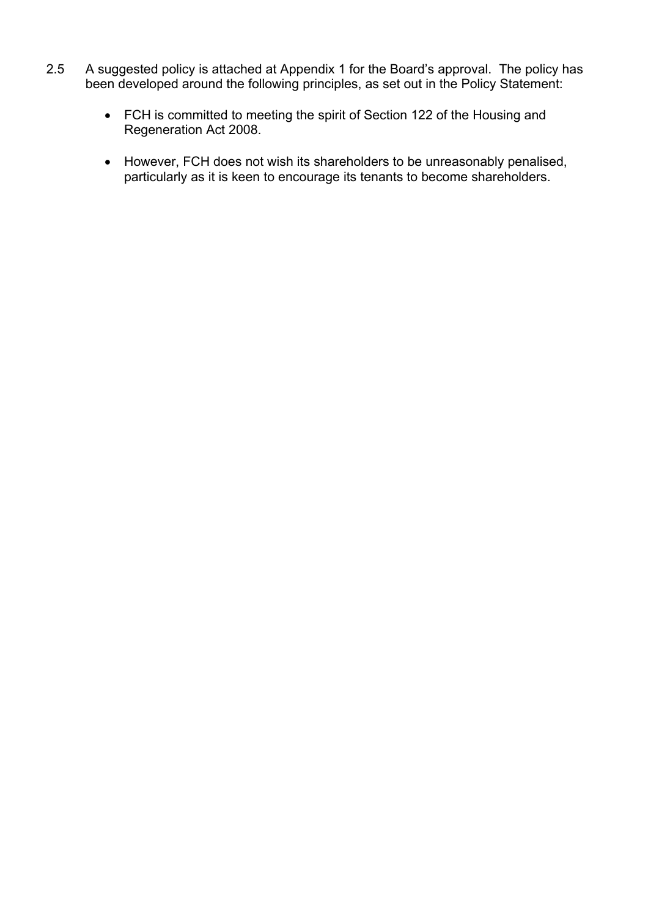2.5 A suggested policy is attached at Appendix 1 for the Board's approval. The policy has been developed around the following principles, as set out in the Policy Statement:

- FCH is committed to meeting the spirit of Section 122 of the Housing and Regeneration Act 2008.

- However, FCH does not wish its shareholders to be unreasonably penalised, particularly as it is keen to encourage its tenants to become shareholders.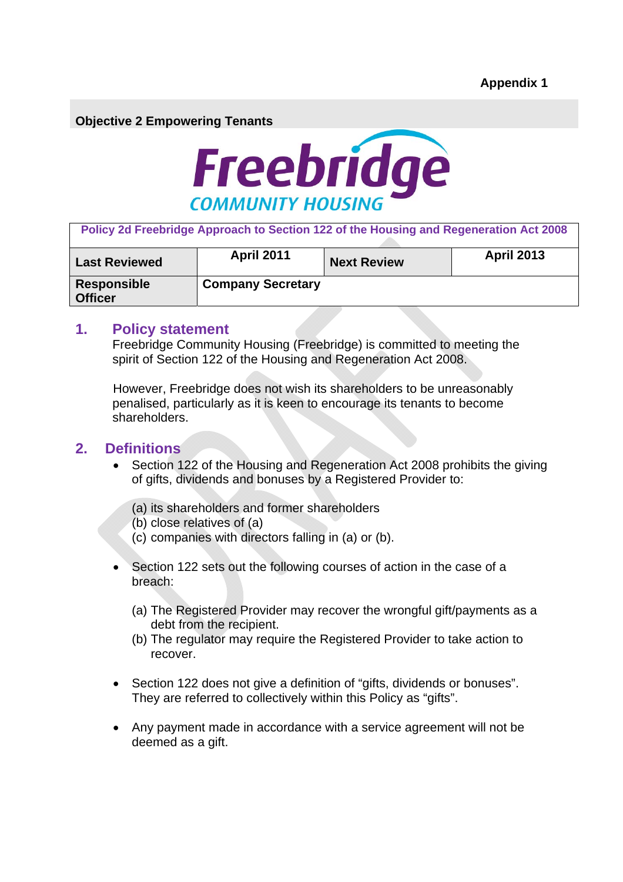**Appendix 1**

**Objective 2 Empowering Tenants**

Freebridge
COMMUNITY HOUSING

| Policy 2d Freebridge Approach to Section 122 of the Housing and Regeneration Act 2008 | | | |
|---|---|---|---|
| **Last Reviewed** | **April 2011** | **Next Review** | **April 2013** |
| **Responsible Officer** | **Company Secretary** | | |

## 1. Policy statement

Freebridge Community Housing (Freebridge) is committed to meeting the spirit of Section 122 of the Housing and Regeneration Act 2008.

However, Freebridge does not wish its shareholders to be unreasonably penalised, particularly as it is keen to encourage its tenants to become shareholders.

## 2. Definitions

- Section 122 of the Housing and Regeneration Act 2008 prohibits the giving of gifts, dividends and bonuses by a Registered Provider to:

  (a) its shareholders and former shareholders
  (b) close relatives of (a)
  (c) companies with directors falling in (a) or (b).

- Section 122 sets out the following courses of action in the case of a breach:

  (a) The Registered Provider may recover the wrongful gift/payments as a debt from the recipient.
  (b) The regulator may require the Registered Provider to take action to recover.

- Section 122 does not give a definition of "gifts, dividends or bonuses". They are referred to collectively within this Policy as "gifts".

- Any payment made in accordance with a service agreement will not be deemed as a gift.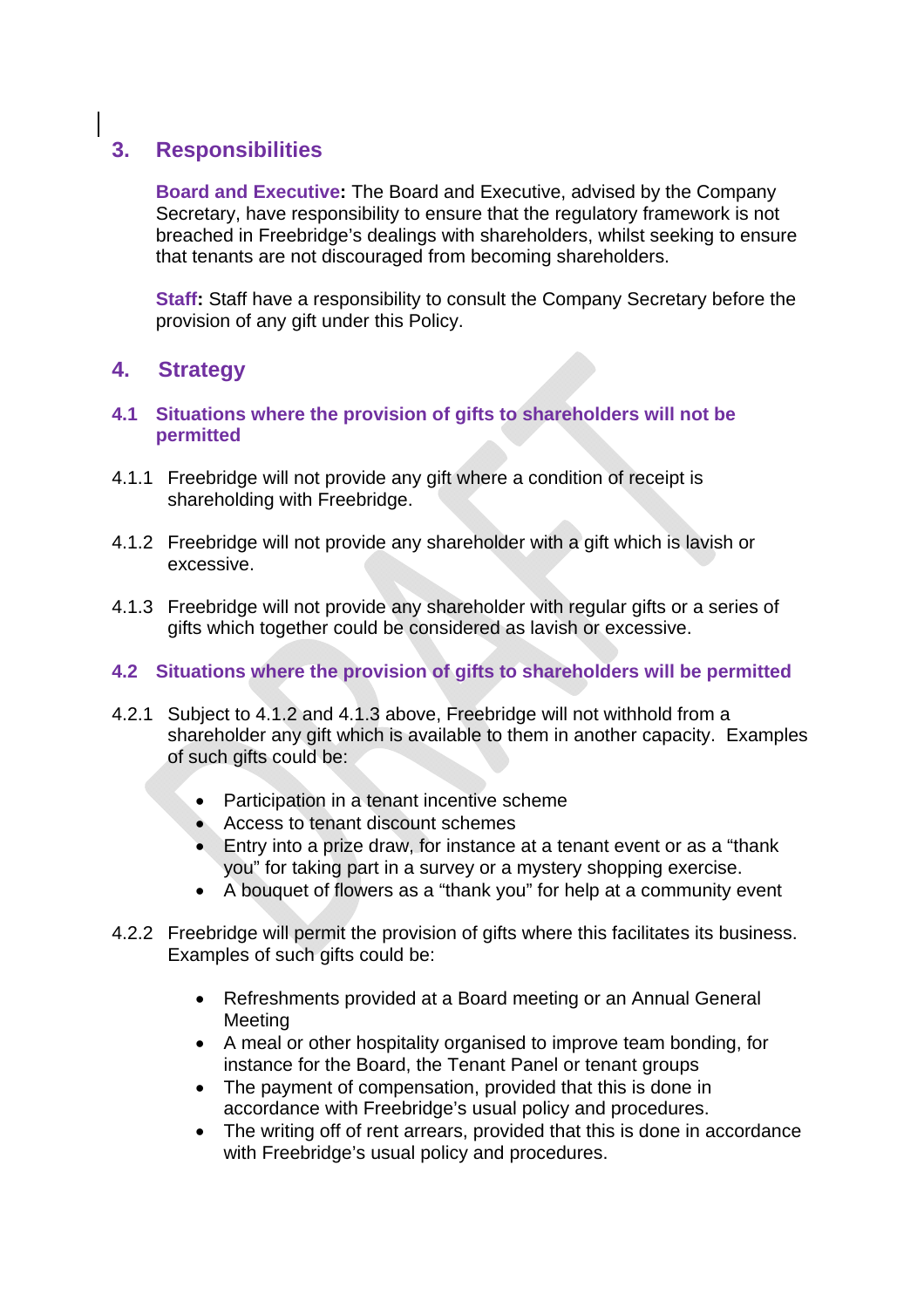## 3. Responsibilities

**Board and Executive:** The Board and Executive, advised by the Company Secretary, have responsibility to ensure that the regulatory framework is not breached in Freebridge's dealings with shareholders, whilst seeking to ensure that tenants are not discouraged from becoming shareholders.

**Staff:** Staff have a responsibility to consult the Company Secretary before the provision of any gift under this Policy.

## 4. Strategy

### 4.1 Situations where the provision of gifts to shareholders will not be permitted

4.1.1 Freebridge will not provide any gift where a condition of receipt is shareholding with Freebridge.

4.1.2 Freebridge will not provide any shareholder with a gift which is lavish or excessive.

4.1.3 Freebridge will not provide any shareholder with regular gifts or a series of gifts which together could be considered as lavish or excessive.

### 4.2 Situations where the provision of gifts to shareholders will be permitted

4.2.1 Subject to 4.1.2 and 4.1.3 above, Freebridge will not withhold from a shareholder any gift which is available to them in another capacity. Examples of such gifts could be:

- Participation in a tenant incentive scheme
- Access to tenant discount schemes
- Entry into a prize draw, for instance at a tenant event or as a "thank you" for taking part in a survey or a mystery shopping exercise.
- A bouquet of flowers as a "thank you" for help at a community event

4.2.2 Freebridge will permit the provision of gifts where this facilitates its business. Examples of such gifts could be:

- Refreshments provided at a Board meeting or an Annual General Meeting
- A meal or other hospitality organised to improve team bonding, for instance for the Board, the Tenant Panel or tenant groups
- The payment of compensation, provided that this is done in accordance with Freebridge's usual policy and procedures.
- The writing off of rent arrears, provided that this is done in accordance with Freebridge's usual policy and procedures.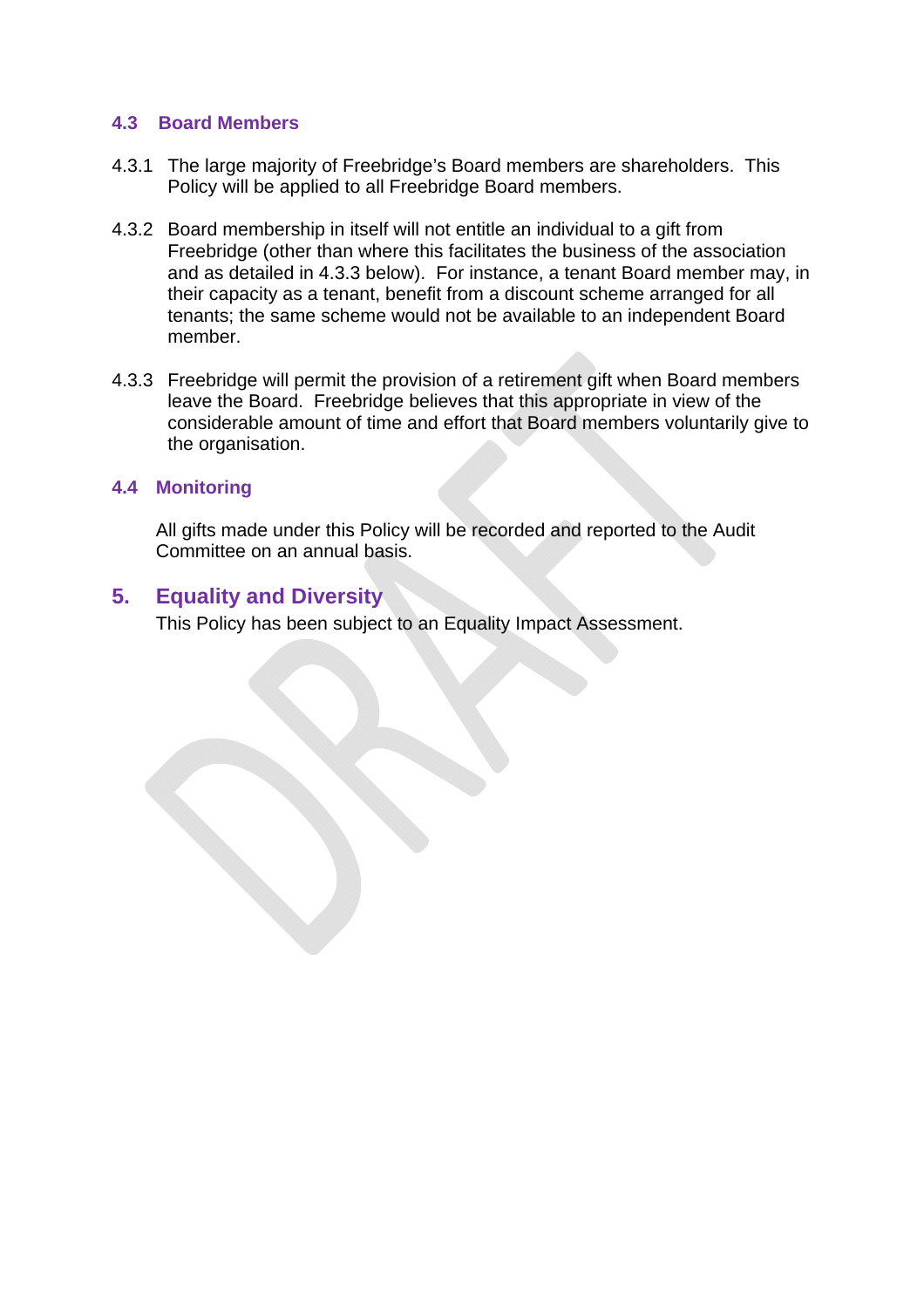### 4.3 Board Members

4.3.1 The large majority of Freebridge's Board members are shareholders. This Policy will be applied to all Freebridge Board members.

4.3.2 Board membership in itself will not entitle an individual to a gift from Freebridge (other than where this facilitates the business of the association and as detailed in 4.3.3 below). For instance, a tenant Board member may, in their capacity as a tenant, benefit from a discount scheme arranged for all tenants; the same scheme would not be available to an independent Board member.

4.3.3 Freebridge will permit the provision of a retirement gift when Board members leave the Board. Freebridge believes that this appropriate in view of the considerable amount of time and effort that Board members voluntarily give to the organisation.

### 4.4 Monitoring

All gifts made under this Policy will be recorded and reported to the Audit Committee on an annual basis.

## 5. Equality and Diversity

This Policy has been subject to an Equality Impact Assessment.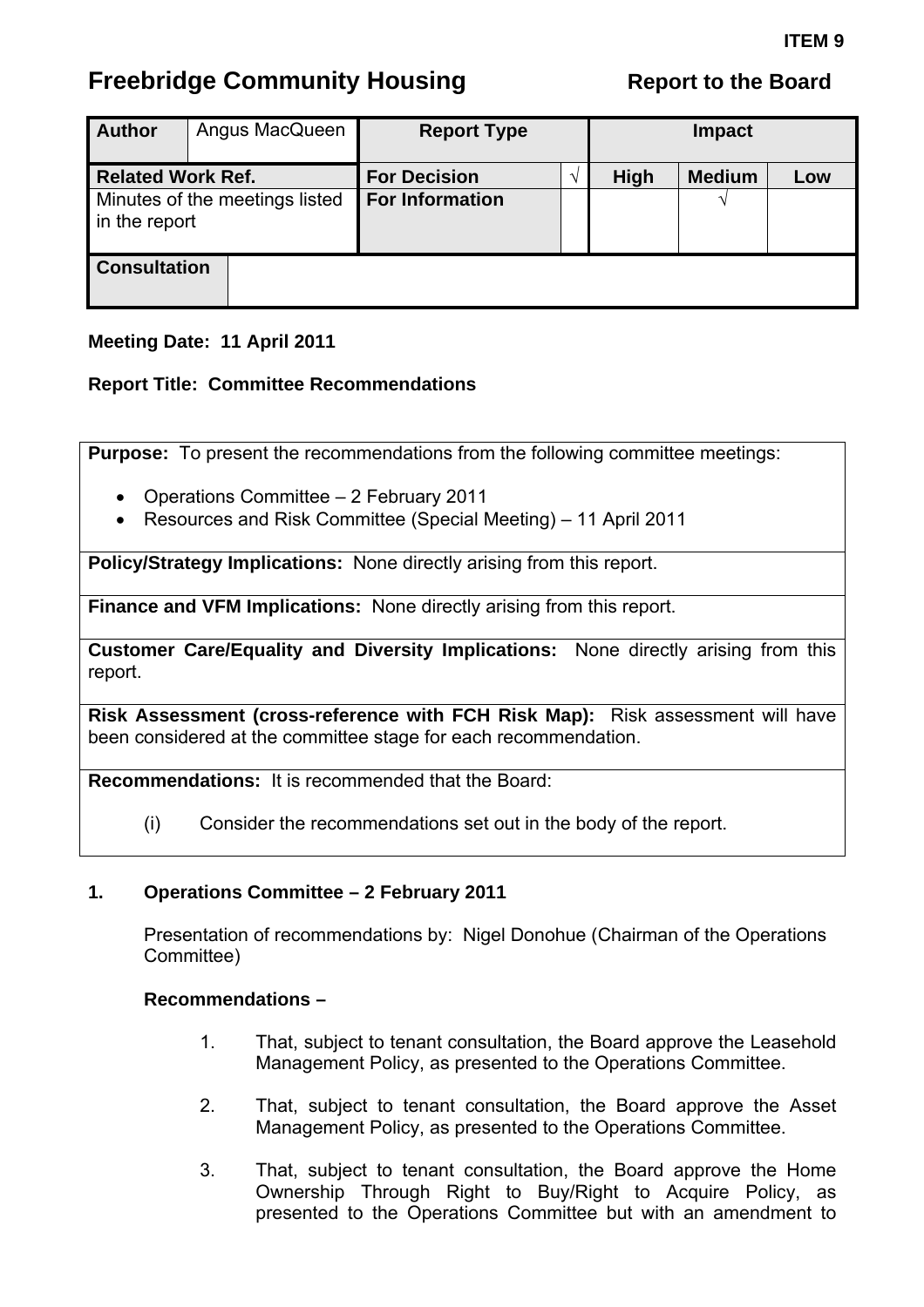ITEM 9

# Freebridge Community Housing

**Report to the Board**

| **Author** | Angus MacQueen | **Report Type** | | **Impact** | | |
|---|---|---|---|---|---|---|
| **Related Work Ref.** | | **For Decision** | √ | **High** | **Medium** | **Low** |
| Minutes of the meetings listed in the report | | **For Information** | | | √ | |
| **Consultation** | | | | | | |

**Meeting Date: 11 April 2011**

**Report Title: Committee Recommendations**

**Purpose:** To present the recommendations from the following committee meetings:

- Operations Committee – 2 February 2011
- Resources and Risk Committee (Special Meeting) – 11 April 2011

**Policy/Strategy Implications:** None directly arising from this report.

**Finance and VFM Implications:** None directly arising from this report.

**Customer Care/Equality and Diversity Implications:** None directly arising from this report.

**Risk Assessment (cross-reference with FCH Risk Map):** Risk assessment will have been considered at the committee stage for each recommendation.

**Recommendations:** It is recommended that the Board:

(i) Consider the recommendations set out in the body of the report.

## 1. Operations Committee – 2 February 2011

Presentation of recommendations by: Nigel Donohue (Chairman of the Operations Committee)

**Recommendations –**

1. That, subject to tenant consultation, the Board approve the Leasehold Management Policy, as presented to the Operations Committee.

2. That, subject to tenant consultation, the Board approve the Asset Management Policy, as presented to the Operations Committee.

3. That, subject to tenant consultation, the Board approve the Home Ownership Through Right to Buy/Right to Acquire Policy, as presented to the Operations Committee but with an amendment to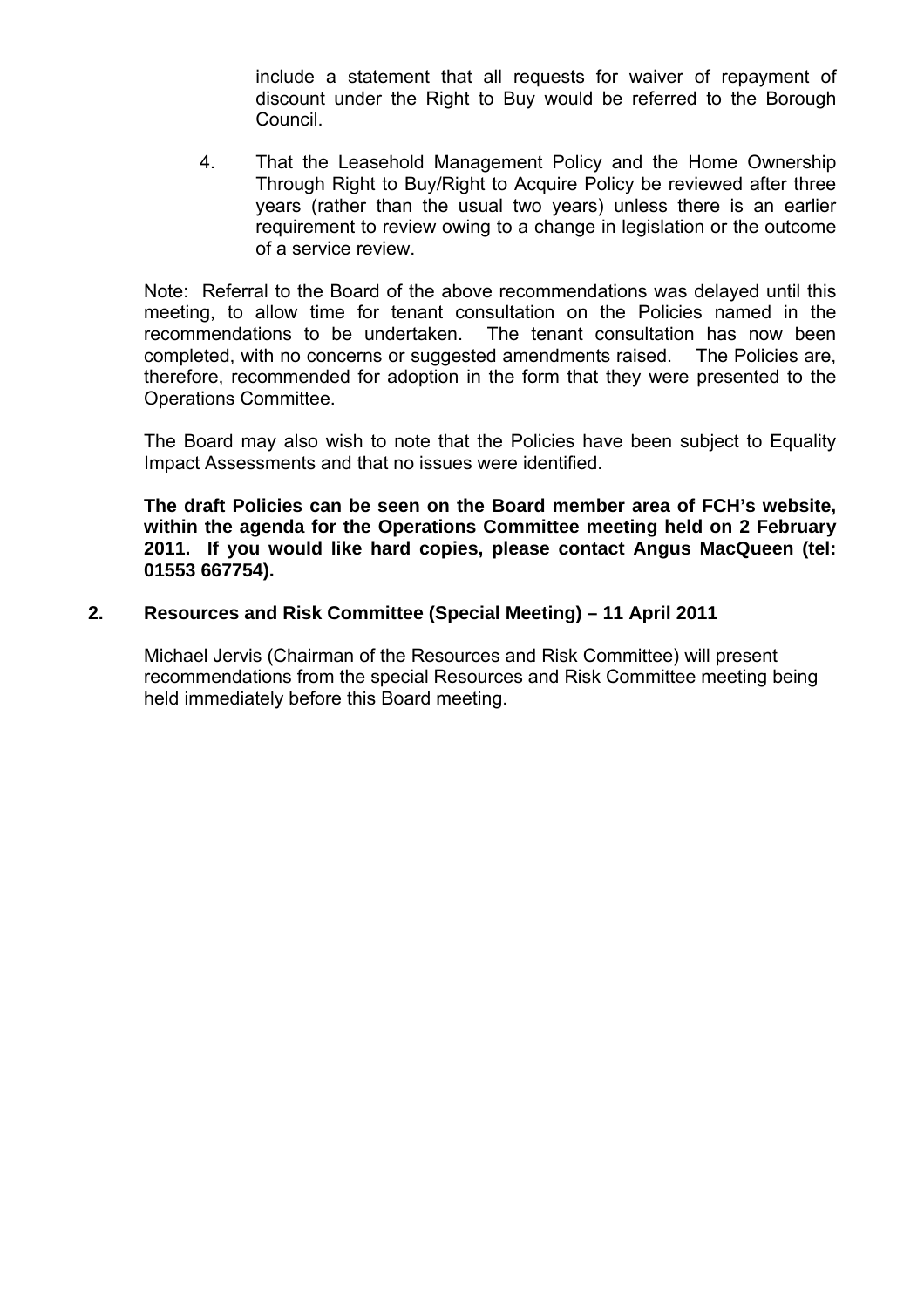include a statement that all requests for waiver of repayment of discount under the Right to Buy would be referred to the Borough Council.

4. That the Leasehold Management Policy and the Home Ownership Through Right to Buy/Right to Acquire Policy be reviewed after three years (rather than the usual two years) unless there is an earlier requirement to review owing to a change in legislation or the outcome of a service review.

Note: Referral to the Board of the above recommendations was delayed until this meeting, to allow time for tenant consultation on the Policies named in the recommendations to be undertaken. The tenant consultation has now been completed, with no concerns or suggested amendments raised. The Policies are, therefore, recommended for adoption in the form that they were presented to the Operations Committee.

The Board may also wish to note that the Policies have been subject to Equality Impact Assessments and that no issues were identified.

**The draft Policies can be seen on the Board member area of FCH's website, within the agenda for the Operations Committee meeting held on 2 February 2011. If you would like hard copies, please contact Angus MacQueen (tel: 01553 667754).**

## 2. Resources and Risk Committee (Special Meeting) – 11 April 2011

Michael Jervis (Chairman of the Resources and Risk Committee) will present recommendations from the special Resources and Risk Committee meeting being held immediately before this Board meeting.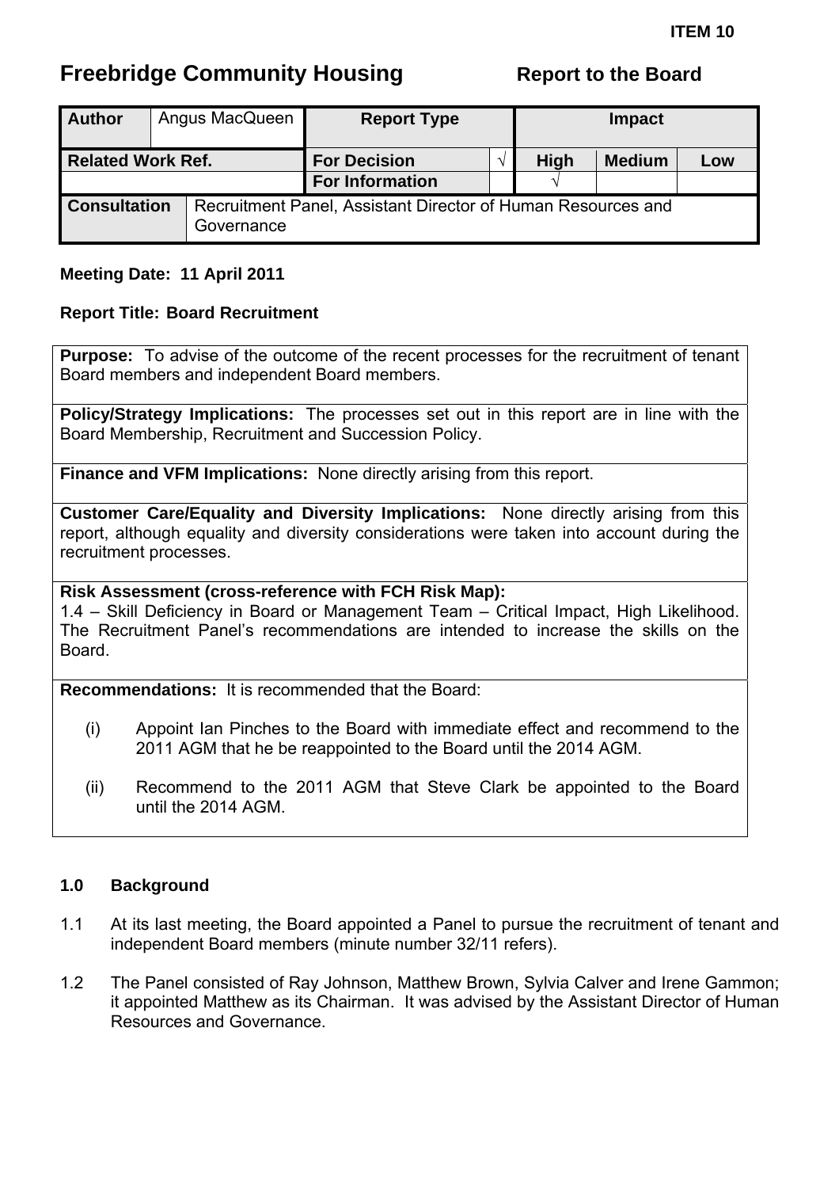**ITEM 10**

# Freebridge Community Housing

**Report to the Board**

| **Author** | Angus MacQueen | **Report Type** | | **Impact** | | |
|---|---|---|---|---|---|---|
| **Related Work Ref.** | | **For Decision** | √ | **High** | **Medium** | **Low** |
| | | **For Information** | | √ | | |
| **Consultation** | Recruitment Panel, Assistant Director of Human Resources and Governance | | | | | |

**Meeting Date: 11 April 2011**

**Report Title: Board Recruitment**

**Purpose:** To advise of the outcome of the recent processes for the recruitment of tenant Board members and independent Board members.

**Policy/Strategy Implications:** The processes set out in this report are in line with the Board Membership, Recruitment and Succession Policy.

**Finance and VFM Implications:** None directly arising from this report.

**Customer Care/Equality and Diversity Implications:** None directly arising from this report, although equality and diversity considerations were taken into account during the recruitment processes.

**Risk Assessment (cross-reference with FCH Risk Map):**
1.4 – Skill Deficiency in Board or Management Team – Critical Impact, High Likelihood. The Recruitment Panel's recommendations are intended to increase the skills on the Board.

**Recommendations:** It is recommended that the Board:

(i) Appoint Ian Pinches to the Board with immediate effect and recommend to the 2011 AGM that he be reappointed to the Board until the 2014 AGM.

(ii) Recommend to the 2011 AGM that Steve Clark be appointed to the Board until the 2014 AGM.

## 1.0 Background

1.1 At its last meeting, the Board appointed a Panel to pursue the recruitment of tenant and independent Board members (minute number 32/11 refers).

1.2 The Panel consisted of Ray Johnson, Matthew Brown, Sylvia Calver and Irene Gammon; it appointed Matthew as its Chairman. It was advised by the Assistant Director of Human Resources and Governance.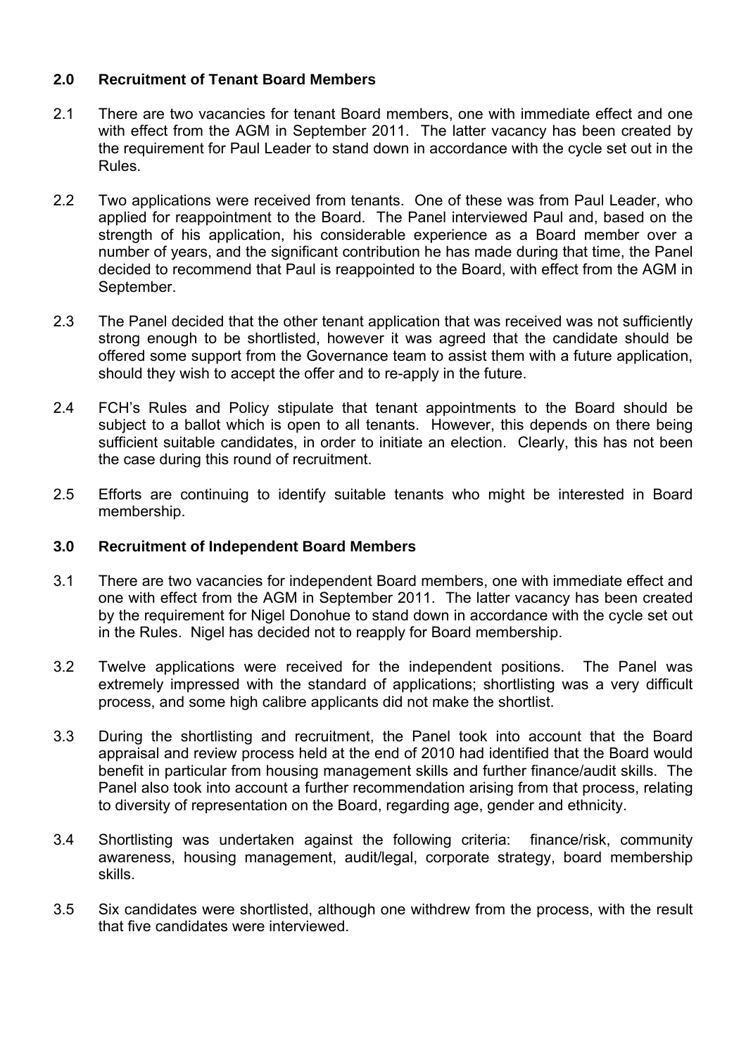## 2.0 Recruitment of Tenant Board Members

2.1 There are two vacancies for tenant Board members, one with immediate effect and one with effect from the AGM in September 2011. The latter vacancy has been created by the requirement for Paul Leader to stand down in accordance with the cycle set out in the Rules.

2.2 Two applications were received from tenants. One of these was from Paul Leader, who applied for reappointment to the Board. The Panel interviewed Paul and, based on the strength of his application, his considerable experience as a Board member over a number of years, and the significant contribution he has made during that time, the Panel decided to recommend that Paul is reappointed to the Board, with effect from the AGM in September.

2.3 The Panel decided that the other tenant application that was received was not sufficiently strong enough to be shortlisted, however it was agreed that the candidate should be offered some support from the Governance team to assist them with a future application, should they wish to accept the offer and to re-apply in the future.

2.4 FCH's Rules and Policy stipulate that tenant appointments to the Board should be subject to a ballot which is open to all tenants. However, this depends on there being sufficient suitable candidates, in order to initiate an election. Clearly, this has not been the case during this round of recruitment.

2.5 Efforts are continuing to identify suitable tenants who might be interested in Board membership.

## 3.0 Recruitment of Independent Board Members

3.1 There are two vacancies for independent Board members, one with immediate effect and one with effect from the AGM in September 2011. The latter vacancy has been created by the requirement for Nigel Donohue to stand down in accordance with the cycle set out in the Rules. Nigel has decided not to reapply for Board membership.

3.2 Twelve applications were received for the independent positions. The Panel was extremely impressed with the standard of applications; shortlisting was a very difficult process, and some high calibre applicants did not make the shortlist.

3.3 During the shortlisting and recruitment, the Panel took into account that the Board appraisal and review process held at the end of 2010 had identified that the Board would benefit in particular from housing management skills and further finance/audit skills. The Panel also took into account a further recommendation arising from that process, relating to diversity of representation on the Board, regarding age, gender and ethnicity.

3.4 Shortlisting was undertaken against the following criteria: finance/risk, community awareness, housing management, audit/legal, corporate strategy, board membership skills.

3.5 Six candidates were shortlisted, although one withdrew from the process, with the result that five candidates were interviewed.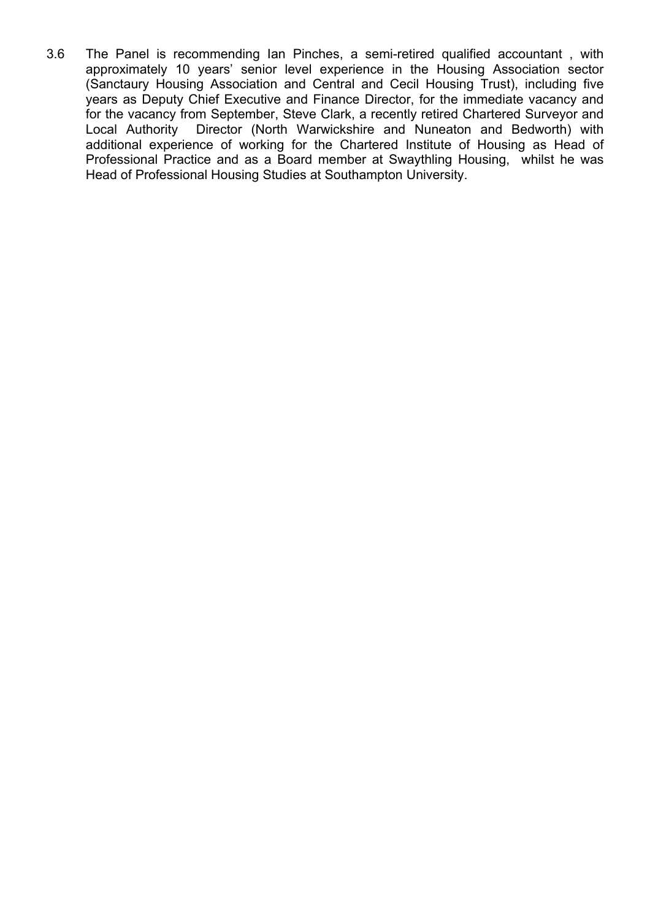3.6 The Panel is recommending Ian Pinches, a semi-retired qualified accountant , with approximately 10 years' senior level experience in the Housing Association sector (Sanctaury Housing Association and Central and Cecil Housing Trust), including five years as Deputy Chief Executive and Finance Director, for the immediate vacancy and for the vacancy from September, Steve Clark, a recently retired Chartered Surveyor and Local Authority Director (North Warwickshire and Nuneaton and Bedworth) with additional experience of working for the Chartered Institute of Housing as Head of Professional Practice and as a Board member at Swaythling Housing, whilst he was Head of Professional Housing Studies at Southampton University.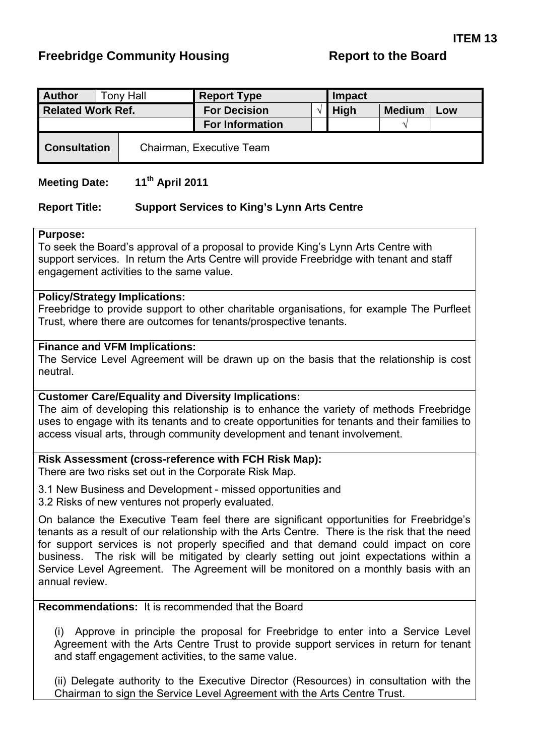**ITEM 13**

**Freebridge Community Housing** **Report to the Board**

| **Author** | Tony Hall | **Report Type** | | **Impact** | | |
|---|---|---|---|---|---|---|
| **Related Work Ref.** | | **For Decision** | √ | **High** | **Medium** | **Low** |
| | | **For Information** | | | √ | |
| **Consultation** | Chairman, Executive Team | | | | | |

**Meeting Date:** 11th April 2011

**Report Title:** **Support Services to King's Lynn Arts Centre**

**Purpose:**
To seek the Board's approval of a proposal to provide King's Lynn Arts Centre with support services. In return the Arts Centre will provide Freebridge with tenant and staff engagement activities to the same value.

**Policy/Strategy Implications:**
Freebridge to provide support to other charitable organisations, for example The Purfleet Trust, where there are outcomes for tenants/prospective tenants.

**Finance and VFM Implications:**
The Service Level Agreement will be drawn up on the basis that the relationship is cost neutral.

**Customer Care/Equality and Diversity Implications:**
The aim of developing this relationship is to enhance the variety of methods Freebridge uses to engage with its tenants and to create opportunities for tenants and their families to access visual arts, through community development and tenant involvement.

**Risk Assessment (cross-reference with FCH Risk Map):**
There are two risks set out in the Corporate Risk Map.

3.1 New Business and Development - missed opportunities and
3.2 Risks of new ventures not properly evaluated.

On balance the Executive Team feel there are significant opportunities for Freebridge's tenants as a result of our relationship with the Arts Centre. There is the risk that the need for support services is not properly specified and that demand could impact on core business. The risk will be mitigated by clearly setting out joint expectations within a Service Level Agreement. The Agreement will be monitored on a monthly basis with an annual review.

**Recommendations:** It is recommended that the Board

(i) Approve in principle the proposal for Freebridge to enter into a Service Level Agreement with the Arts Centre Trust to provide support services in return for tenant and staff engagement activities, to the same value.

(ii) Delegate authority to the Executive Director (Resources) in consultation with the Chairman to sign the Service Level Agreement with the Arts Centre Trust.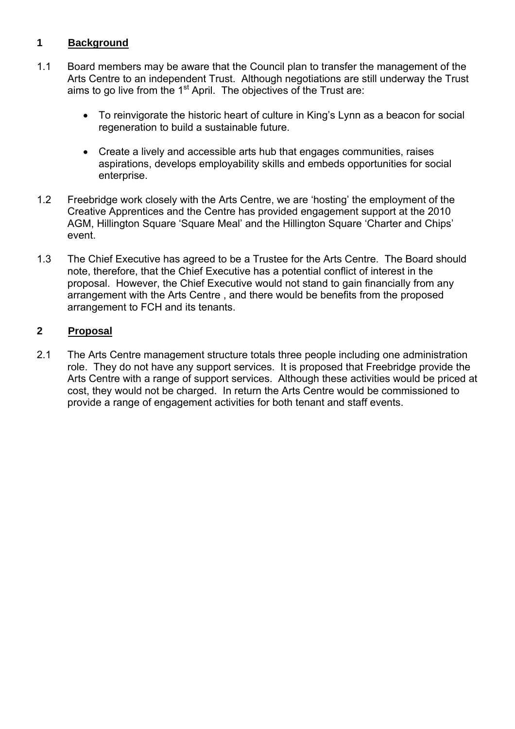## 1 Background

1.1 Board members may be aware that the Council plan to transfer the management of the Arts Centre to an independent Trust. Although negotiations are still underway the Trust aims to go live from the 1st April. The objectives of the Trust are:

- To reinvigorate the historic heart of culture in King's Lynn as a beacon for social regeneration to build a sustainable future.
- Create a lively and accessible arts hub that engages communities, raises aspirations, develops employability skills and embeds opportunities for social enterprise.

1.2 Freebridge work closely with the Arts Centre, we are 'hosting' the employment of the Creative Apprentices and the Centre has provided engagement support at the 2010 AGM, Hillington Square 'Square Meal' and the Hillington Square 'Charter and Chips' event.

1.3 The Chief Executive has agreed to be a Trustee for the Arts Centre. The Board should note, therefore, that the Chief Executive has a potential conflict of interest in the proposal. However, the Chief Executive would not stand to gain financially from any arrangement with the Arts Centre , and there would be benefits from the proposed arrangement to FCH and its tenants.

## 2 Proposal

2.1 The Arts Centre management structure totals three people including one administration role. They do not have any support services. It is proposed that Freebridge provide the Arts Centre with a range of support services. Although these activities would be priced at cost, they would not be charged. In return the Arts Centre would be commissioned to provide a range of engagement activities for both tenant and staff events.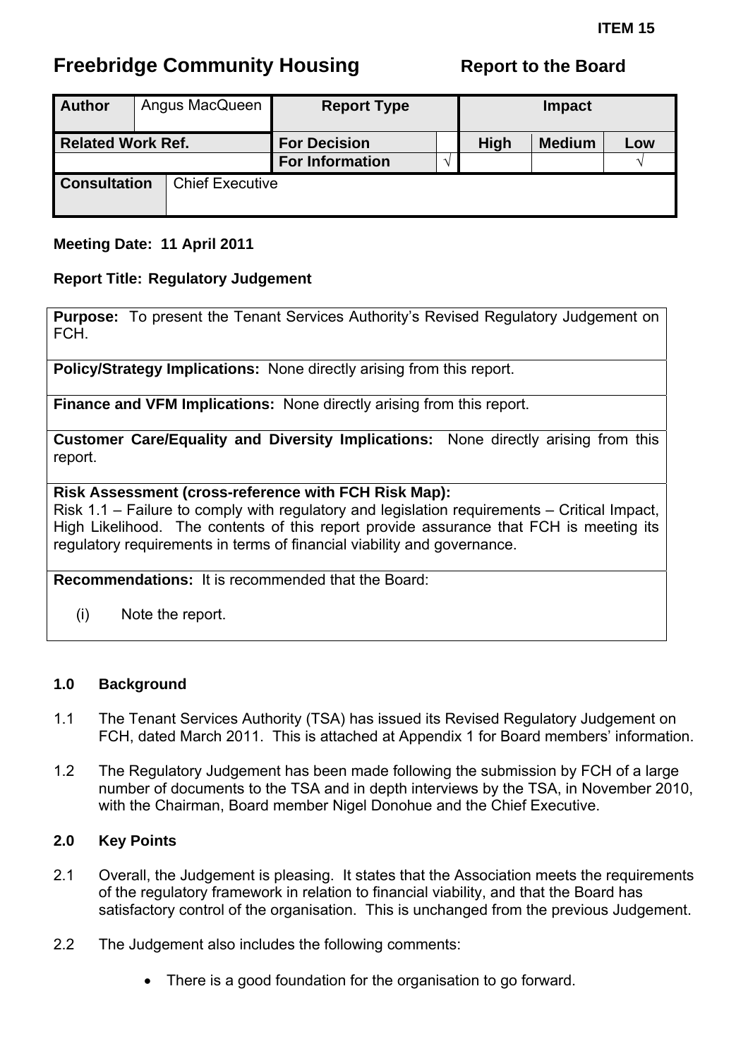**ITEM 15**

# Freebridge Community Housing

**Report to the Board**

| Author | Angus MacQueen | Report Type | | Impact | | |
|---|---|---|---|---|---|---|
| **Related Work Ref.** | | **For Decision** | | **High** | **Medium** | **Low** |
| | | **For Information** | √ | | | √ |
| **Consultation** | Chief Executive | | | | | |

**Meeting Date: 11 April 2011**

**Report Title: Regulatory Judgement**

**Purpose:** To present the Tenant Services Authority's Revised Regulatory Judgement on FCH.

**Policy/Strategy Implications:** None directly arising from this report.

**Finance and VFM Implications:** None directly arising from this report.

**Customer Care/Equality and Diversity Implications:** None directly arising from this report.

**Risk Assessment (cross-reference with FCH Risk Map):**
Risk 1.1 – Failure to comply with regulatory and legislation requirements – Critical Impact, High Likelihood. The contents of this report provide assurance that FCH is meeting its regulatory requirements in terms of financial viability and governance.

**Recommendations:** It is recommended that the Board:

(i) Note the report.

## 1.0 Background

1.1 The Tenant Services Authority (TSA) has issued its Revised Regulatory Judgement on FCH, dated March 2011. This is attached at Appendix 1 for Board members' information.

1.2 The Regulatory Judgement has been made following the submission by FCH of a large number of documents to the TSA and in depth interviews by the TSA, in November 2010, with the Chairman, Board member Nigel Donohue and the Chief Executive.

## 2.0 Key Points

2.1 Overall, the Judgement is pleasing. It states that the Association meets the requirements of the regulatory framework in relation to financial viability, and that the Board has satisfactory control of the organisation. This is unchanged from the previous Judgement.

2.2 The Judgement also includes the following comments:

- There is a good foundation for the organisation to go forward.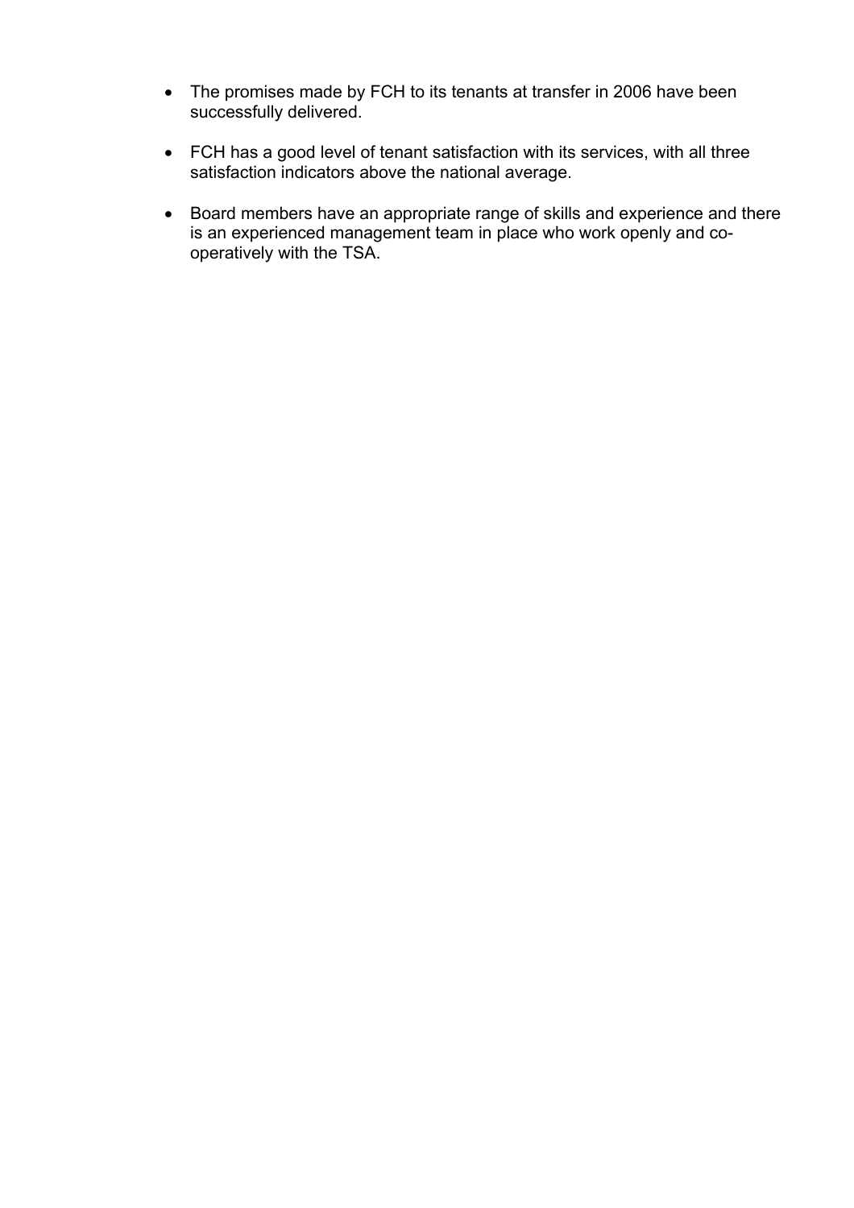- The promises made by FCH to its tenants at transfer in 2006 have been successfully delivered.

- FCH has a good level of tenant satisfaction with its services, with all three satisfaction indicators above the national average.

- Board members have an appropriate range of skills and experience and there is an experienced management team in place who work openly and co-operatively with the TSA.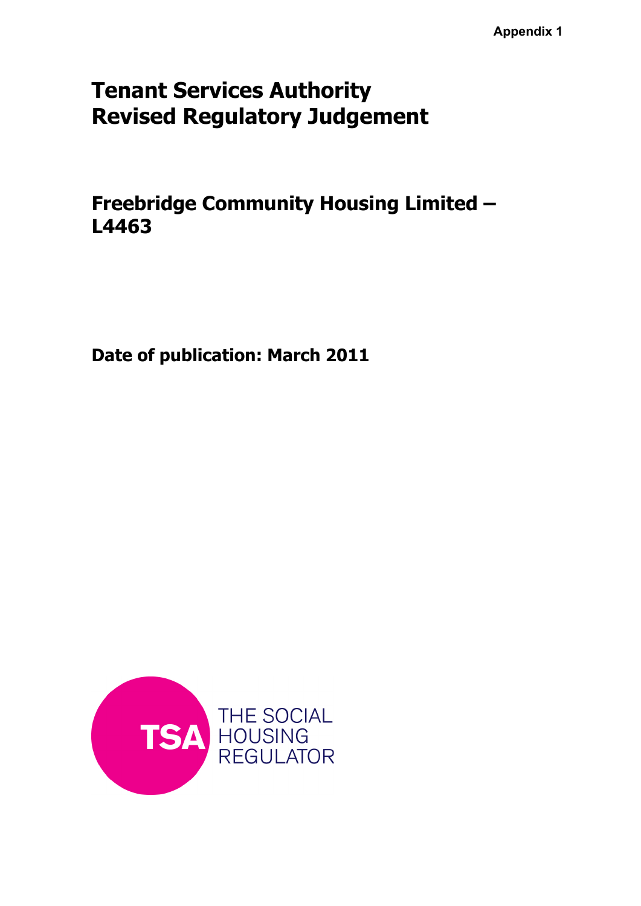Appendix 1

# Tenant Services Authority
# Revised Regulatory Judgement

## Freebridge Community Housing Limited – L4463

**Date of publication: March 2011**

TSA THE SOCIAL HOUSING REGULATOR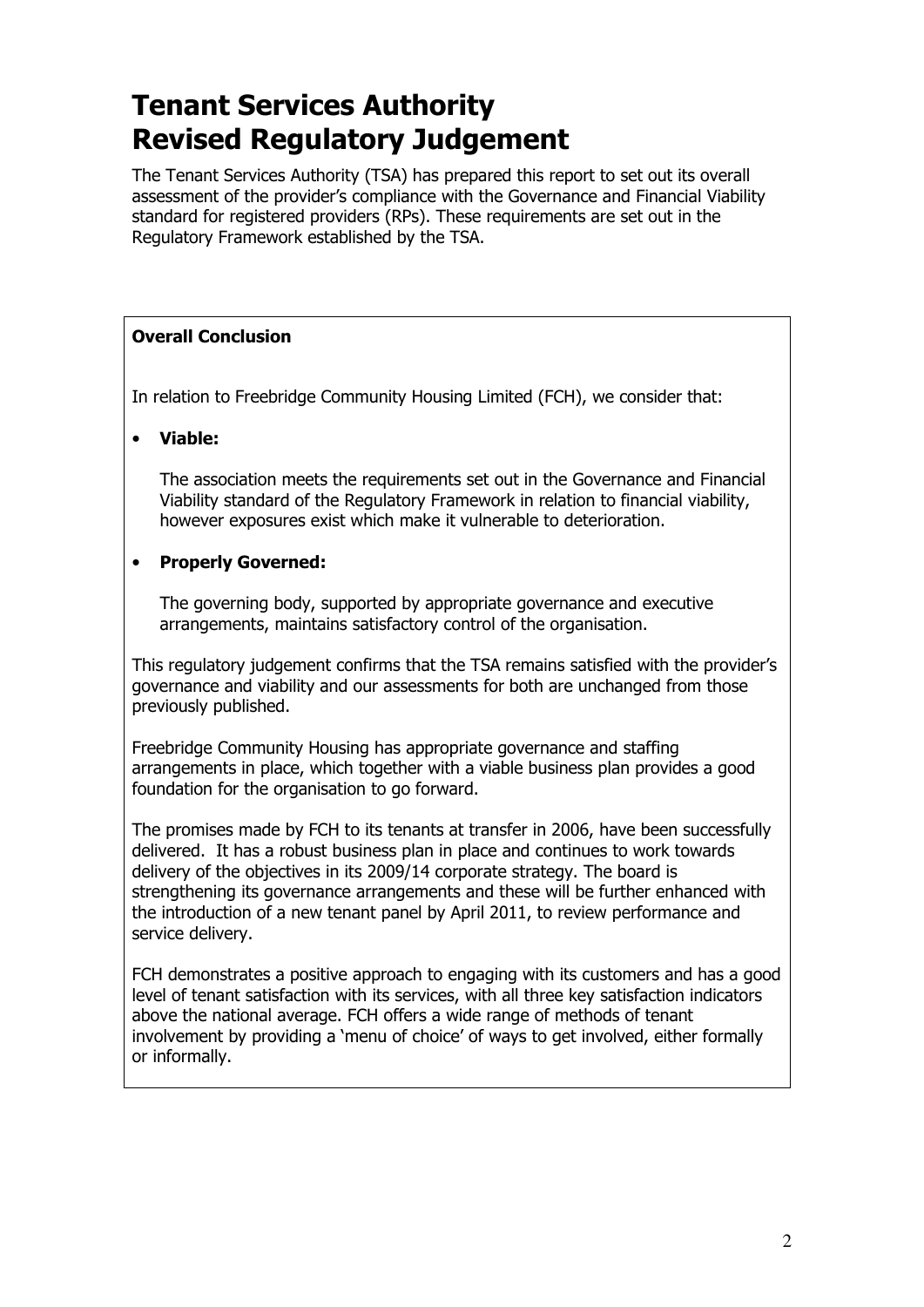# Tenant Services Authority
# Revised Regulatory Judgement

The Tenant Services Authority (TSA) has prepared this report to set out its overall assessment of the provider's compliance with the Governance and Financial Viability standard for registered providers (RPs). These requirements are set out in the Regulatory Framework established by the TSA.

**Overall Conclusion**

In relation to Freebridge Community Housing Limited (FCH), we consider that:

- **Viable:**

  The association meets the requirements set out in the Governance and Financial Viability standard of the Regulatory Framework in relation to financial viability, however exposures exist which make it vulnerable to deterioration.

- **Properly Governed:**

  The governing body, supported by appropriate governance and executive arrangements, maintains satisfactory control of the organisation.

This regulatory judgement confirms that the TSA remains satisfied with the provider's governance and viability and our assessments for both are unchanged from those previously published.

Freebridge Community Housing has appropriate governance and staffing arrangements in place, which together with a viable business plan provides a good foundation for the organisation to go forward.

The promises made by FCH to its tenants at transfer in 2006, have been successfully delivered. It has a robust business plan in place and continues to work towards delivery of the objectives in its 2009/14 corporate strategy. The board is strengthening its governance arrangements and these will be further enhanced with the introduction of a new tenant panel by April 2011, to review performance and service delivery.

FCH demonstrates a positive approach to engaging with its customers and has a good level of tenant satisfaction with its services, with all three key satisfaction indicators above the national average. FCH offers a wide range of methods of tenant involvement by providing a 'menu of choice' of ways to get involved, either formally or informally.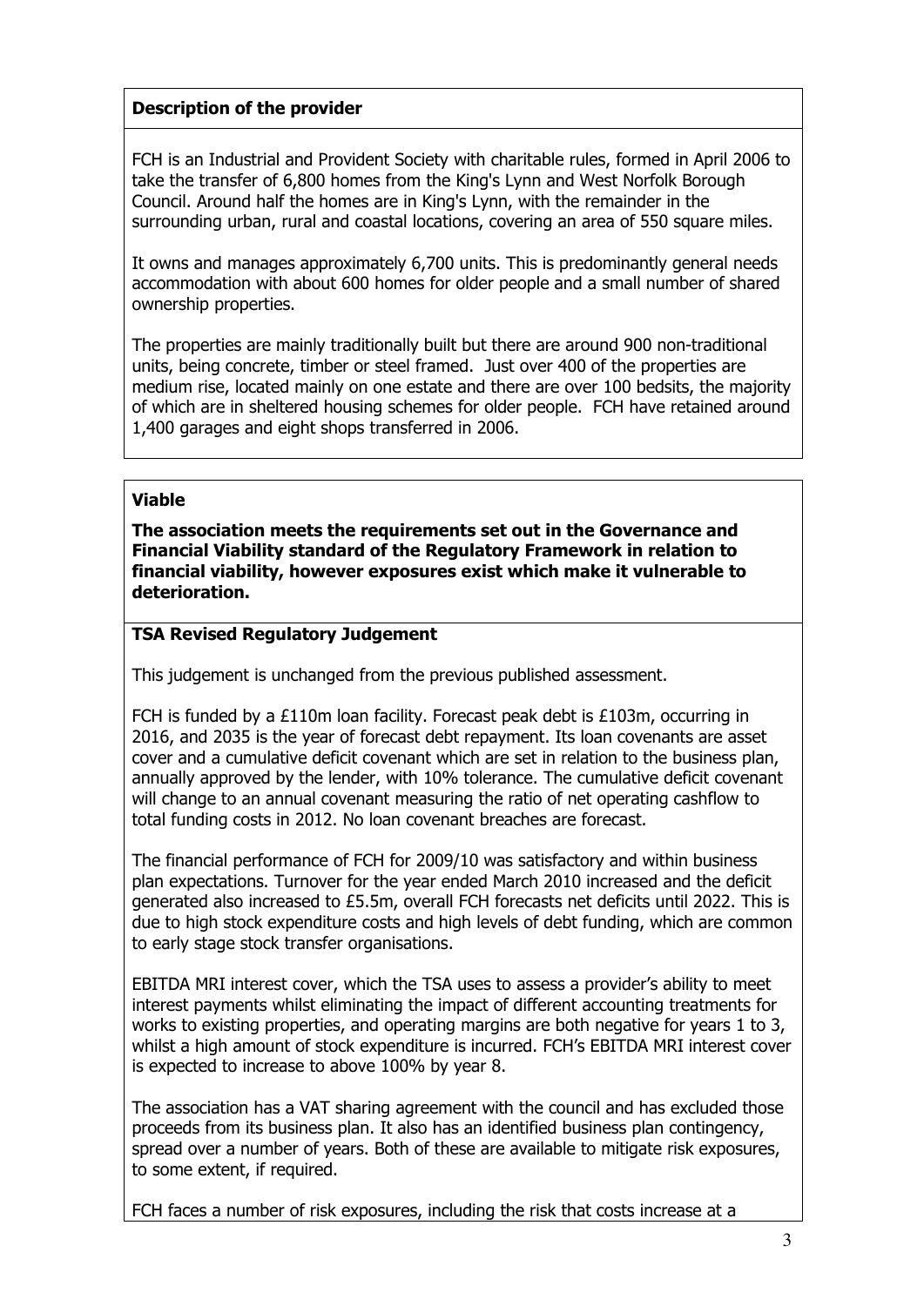**Description of the provider**

FCH is an Industrial and Provident Society with charitable rules, formed in April 2006 to take the transfer of 6,800 homes from the King's Lynn and West Norfolk Borough Council. Around half the homes are in King's Lynn, with the remainder in the surrounding urban, rural and coastal locations, covering an area of 550 square miles.

It owns and manages approximately 6,700 units. This is predominantly general needs accommodation with about 600 homes for older people and a small number of shared ownership properties.

The properties are mainly traditionally built but there are around 900 non-traditional units, being concrete, timber or steel framed. Just over 400 of the properties are medium rise, located mainly on one estate and there are over 100 bedsits, the majority of which are in sheltered housing schemes for older people. FCH have retained around 1,400 garages and eight shops transferred in 2006.

**Viable**

**The association meets the requirements set out in the Governance and Financial Viability standard of the Regulatory Framework in relation to financial viability, however exposures exist which make it vulnerable to deterioration.**

**TSA Revised Regulatory Judgement**

This judgement is unchanged from the previous published assessment.

FCH is funded by a £110m loan facility. Forecast peak debt is £103m, occurring in 2016, and 2035 is the year of forecast debt repayment. Its loan covenants are asset cover and a cumulative deficit covenant which are set in relation to the business plan, annually approved by the lender, with 10% tolerance. The cumulative deficit covenant will change to an annual covenant measuring the ratio of net operating cashflow to total funding costs in 2012. No loan covenant breaches are forecast.

The financial performance of FCH for 2009/10 was satisfactory and within business plan expectations. Turnover for the year ended March 2010 increased and the deficit generated also increased to £5.5m, overall FCH forecasts net deficits until 2022. This is due to high stock expenditure costs and high levels of debt funding, which are common to early stage stock transfer organisations.

EBITDA MRI interest cover, which the TSA uses to assess a provider's ability to meet interest payments whilst eliminating the impact of different accounting treatments for works to existing properties, and operating margins are both negative for years 1 to 3, whilst a high amount of stock expenditure is incurred. FCH's EBITDA MRI interest cover is expected to increase to above 100% by year 8.

The association has a VAT sharing agreement with the council and has excluded those proceeds from its business plan. It also has an identified business plan contingency, spread over a number of years. Both of these are available to mitigate risk exposures, to some extent, if required.

FCH faces a number of risk exposures, including the risk that costs increase at a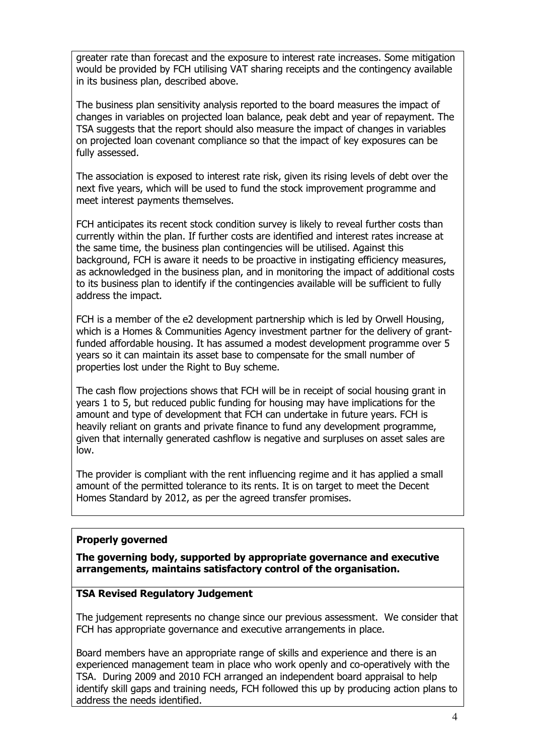greater rate than forecast and the exposure to interest rate increases. Some mitigation would be provided by FCH utilising VAT sharing receipts and the contingency available in its business plan, described above.

The business plan sensitivity analysis reported to the board measures the impact of changes in variables on projected loan balance, peak debt and year of repayment. The TSA suggests that the report should also measure the impact of changes in variables on projected loan covenant compliance so that the impact of key exposures can be fully assessed.

The association is exposed to interest rate risk, given its rising levels of debt over the next five years, which will be used to fund the stock improvement programme and meet interest payments themselves.

FCH anticipates its recent stock condition survey is likely to reveal further costs than currently within the plan. If further costs are identified and interest rates increase at the same time, the business plan contingencies will be utilised. Against this background, FCH is aware it needs to be proactive in instigating efficiency measures, as acknowledged in the business plan, and in monitoring the impact of additional costs to its business plan to identify if the contingencies available will be sufficient to fully address the impact.

FCH is a member of the e2 development partnership which is led by Orwell Housing, which is a Homes & Communities Agency investment partner for the delivery of grant-funded affordable housing. It has assumed a modest development programme over 5 years so it can maintain its asset base to compensate for the small number of properties lost under the Right to Buy scheme.

The cash flow projections shows that FCH will be in receipt of social housing grant in years 1 to 5, but reduced public funding for housing may have implications for the amount and type of development that FCH can undertake in future years. FCH is heavily reliant on grants and private finance to fund any development programme, given that internally generated cashflow is negative and surpluses on asset sales are low.

The provider is compliant with the rent influencing regime and it has applied a small amount of the permitted tolerance to its rents. It is on target to meet the Decent Homes Standard by 2012, as per the agreed transfer promises.

**Properly governed**

**The governing body, supported by appropriate governance and executive arrangements, maintains satisfactory control of the organisation.**

**TSA Revised Regulatory Judgement**

The judgement represents no change since our previous assessment. We consider that FCH has appropriate governance and executive arrangements in place.

Board members have an appropriate range of skills and experience and there is an experienced management team in place who work openly and co-operatively with the TSA. During 2009 and 2010 FCH arranged an independent board appraisal to help identify skill gaps and training needs, FCH followed this up by producing action plans to address the needs identified.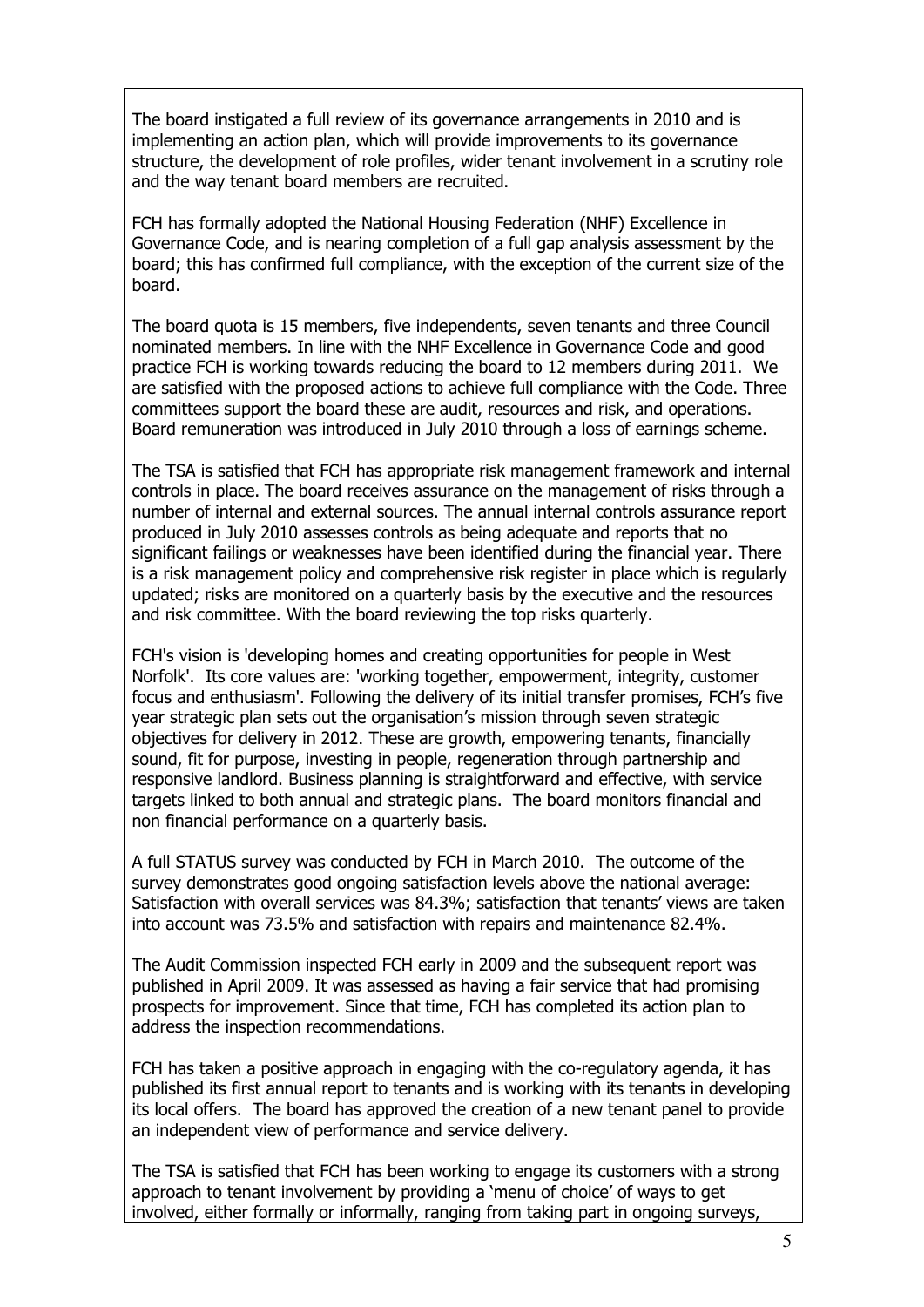The board instigated a full review of its governance arrangements in 2010 and is implementing an action plan, which will provide improvements to its governance structure, the development of role profiles, wider tenant involvement in a scrutiny role and the way tenant board members are recruited.

FCH has formally adopted the National Housing Federation (NHF) Excellence in Governance Code, and is nearing completion of a full gap analysis assessment by the board; this has confirmed full compliance, with the exception of the current size of the board.

The board quota is 15 members, five independents, seven tenants and three Council nominated members. In line with the NHF Excellence in Governance Code and good practice FCH is working towards reducing the board to 12 members during 2011. We are satisfied with the proposed actions to achieve full compliance with the Code. Three committees support the board these are audit, resources and risk, and operations. Board remuneration was introduced in July 2010 through a loss of earnings scheme.

The TSA is satisfied that FCH has appropriate risk management framework and internal controls in place. The board receives assurance on the management of risks through a number of internal and external sources. The annual internal controls assurance report produced in July 2010 assesses controls as being adequate and reports that no significant failings or weaknesses have been identified during the financial year. There is a risk management policy and comprehensive risk register in place which is regularly updated; risks are monitored on a quarterly basis by the executive and the resources and risk committee. With the board reviewing the top risks quarterly.

FCH's vision is 'developing homes and creating opportunities for people in West Norfolk'. Its core values are: 'working together, empowerment, integrity, customer focus and enthusiasm'. Following the delivery of its initial transfer promises, FCH's five year strategic plan sets out the organisation's mission through seven strategic objectives for delivery in 2012. These are growth, empowering tenants, financially sound, fit for purpose, investing in people, regeneration through partnership and responsive landlord. Business planning is straightforward and effective, with service targets linked to both annual and strategic plans. The board monitors financial and non financial performance on a quarterly basis.

A full STATUS survey was conducted by FCH in March 2010. The outcome of the survey demonstrates good ongoing satisfaction levels above the national average: Satisfaction with overall services was 84.3%; satisfaction that tenants' views are taken into account was 73.5% and satisfaction with repairs and maintenance 82.4%.

The Audit Commission inspected FCH early in 2009 and the subsequent report was published in April 2009. It was assessed as having a fair service that had promising prospects for improvement. Since that time, FCH has completed its action plan to address the inspection recommendations.

FCH has taken a positive approach in engaging with the co-regulatory agenda, it has published its first annual report to tenants and is working with its tenants in developing its local offers. The board has approved the creation of a new tenant panel to provide an independent view of performance and service delivery.

The TSA is satisfied that FCH has been working to engage its customers with a strong approach to tenant involvement by providing a 'menu of choice' of ways to get involved, either formally or informally, ranging from taking part in ongoing surveys,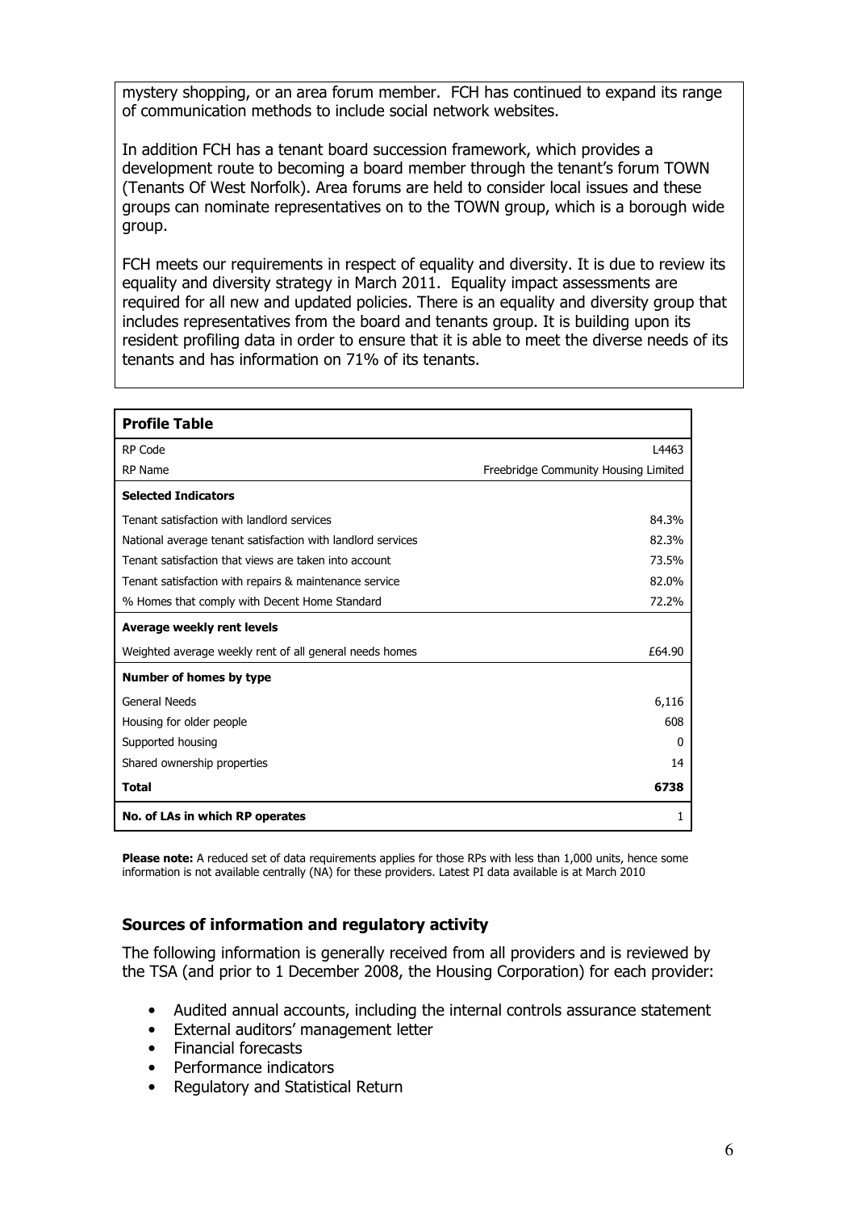mystery shopping, or an area forum member. FCH has continued to expand its range of communication methods to include social network websites.

In addition FCH has a tenant board succession framework, which provides a development route to becoming a board member through the tenant's forum TOWN (Tenants Of West Norfolk). Area forums are held to consider local issues and these groups can nominate representatives on to the TOWN group, which is a borough wide group.

FCH meets our requirements in respect of equality and diversity. It is due to review its equality and diversity strategy in March 2011. Equality impact assessments are required for all new and updated policies. There is an equality and diversity group that includes representatives from the board and tenants group. It is building upon its resident profiling data in order to ensure that it is able to meet the diverse needs of its tenants and has information on 71% of its tenants.

| **Profile Table** | |
|---|---|
| RP Code | L4463 |
| RP Name | Freebridge Community Housing Limited |
| **Selected Indicators** | |
| Tenant satisfaction with landlord services | 84.3% |
| National average tenant satisfaction with landlord services | 82.3% |
| Tenant satisfaction that views are taken into account | 73.5% |
| Tenant satisfaction with repairs & maintenance service | 82.0% |
| % Homes that comply with Decent Home Standard | 72.2% |
| **Average weekly rent levels** | |
| Weighted average weekly rent of all general needs homes | £64.90 |
| **Number of homes by type** | |
| General Needs | 6,116 |
| Housing for older people | 608 |
| Supported housing | 0 |
| Shared ownership properties | 14 |
| **Total** | **6738** |
| **No. of LAs in which RP operates** | 1 |

**Please note:** A reduced set of data requirements applies for those RPs with less than 1,000 units, hence some information is not available centrally (NA) for these providers. Latest PI data available is at March 2010

### Sources of information and regulatory activity

The following information is generally received from all providers and is reviewed by the TSA (and prior to 1 December 2008, the Housing Corporation) for each provider:

- Audited annual accounts, including the internal controls assurance statement
- External auditors' management letter
- Financial forecasts
- Performance indicators
- Regulatory and Statistical Return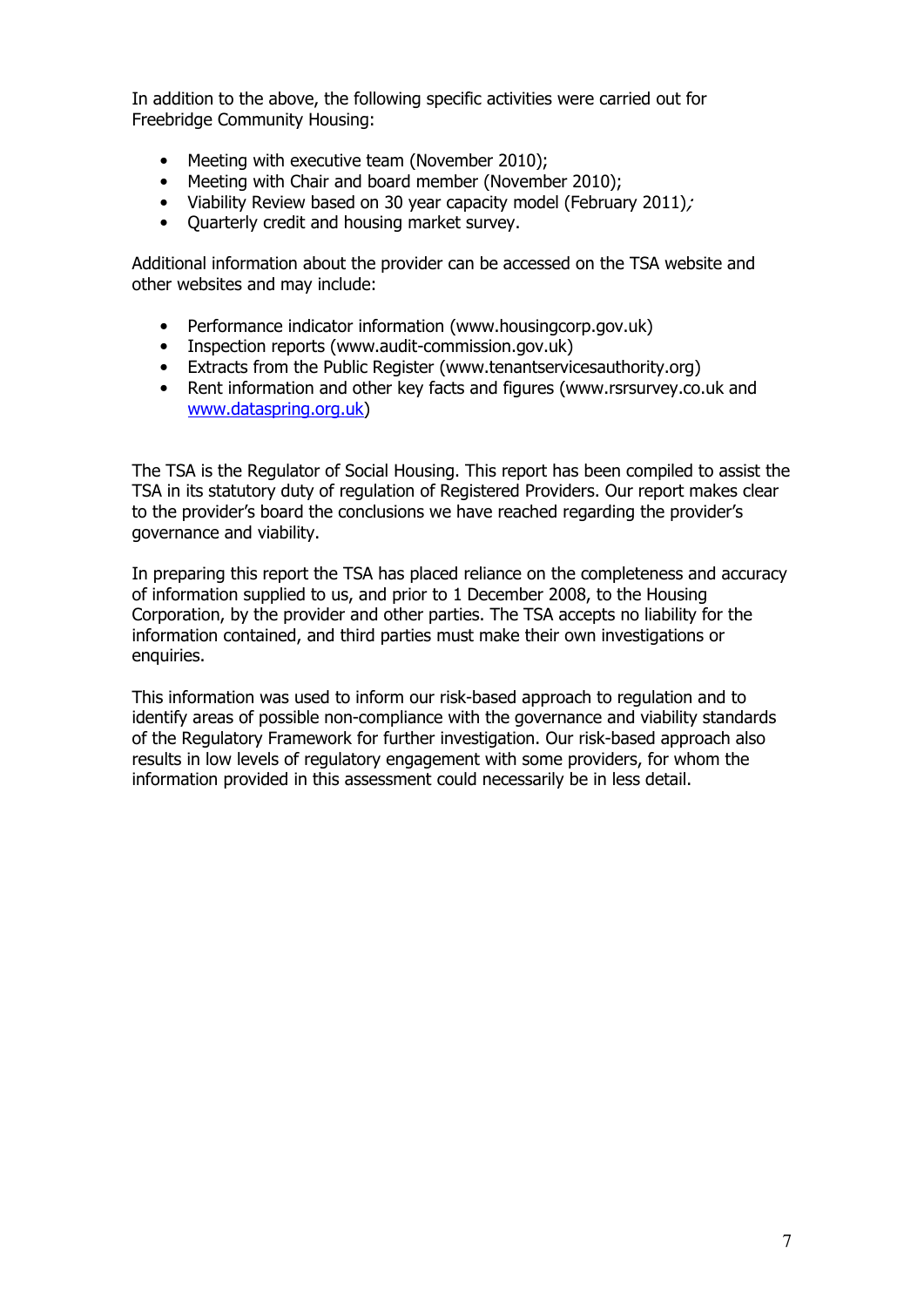In addition to the above, the following specific activities were carried out for Freebridge Community Housing:

- Meeting with executive team (November 2010);
- Meeting with Chair and board member (November 2010);
- Viability Review based on 30 year capacity model (February 2011);
- Quarterly credit and housing market survey.

Additional information about the provider can be accessed on the TSA website and other websites and may include:

- Performance indicator information (www.housingcorp.gov.uk)
- Inspection reports (www.audit-commission.gov.uk)
- Extracts from the Public Register (www.tenantservicesauthority.org)
- Rent information and other key facts and figures (www.rsrsurvey.co.uk and www.dataspring.org.uk)

The TSA is the Regulator of Social Housing. This report has been compiled to assist the TSA in its statutory duty of regulation of Registered Providers. Our report makes clear to the provider's board the conclusions we have reached regarding the provider's governance and viability.

In preparing this report the TSA has placed reliance on the completeness and accuracy of information supplied to us, and prior to 1 December 2008, to the Housing Corporation, by the provider and other parties. The TSA accepts no liability for the information contained, and third parties must make their own investigations or enquiries.

This information was used to inform our risk-based approach to regulation and to identify areas of possible non-compliance with the governance and viability standards of the Regulatory Framework for further investigation. Our risk-based approach also results in low levels of regulatory engagement with some providers, for whom the information provided in this assessment could necessarily be in less detail.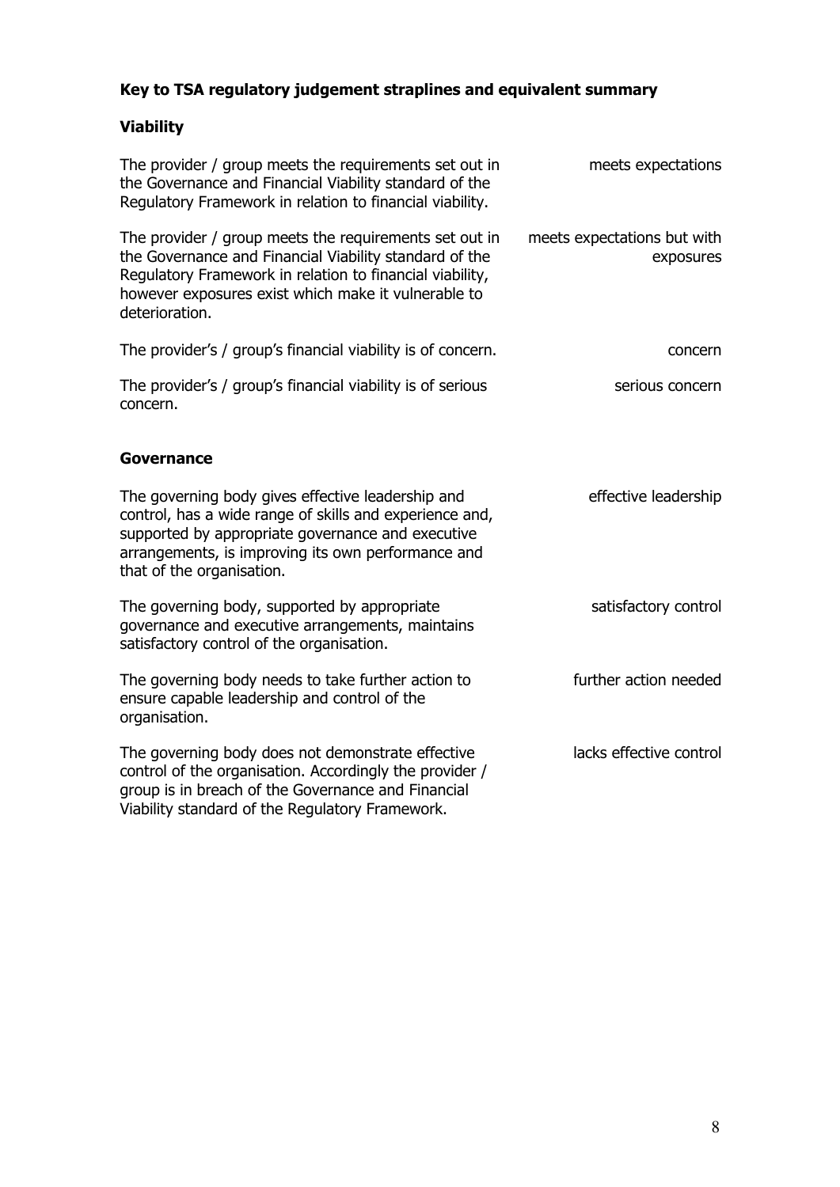**Key to TSA regulatory judgement straplines and equivalent summary**

**Viability**

| | |
|---|---|
| The provider / group meets the requirements set out in the Governance and Financial Viability standard of the Regulatory Framework in relation to financial viability. | meets expectations |
| The provider / group meets the requirements set out in the Governance and Financial Viability standard of the Regulatory Framework in relation to financial viability, however exposures exist which make it vulnerable to deterioration. | meets expectations but with exposures |
| The provider's / group's financial viability is of concern. | concern |
| The provider's / group's financial viability is of serious concern. | serious concern |

**Governance**

| | |
|---|---|
| The governing body gives effective leadership and control, has a wide range of skills and experience and, supported by appropriate governance and executive arrangements, is improving its own performance and that of the organisation. | effective leadership |
| The governing body, supported by appropriate governance and executive arrangements, maintains satisfactory control of the organisation. | satisfactory control |
| The governing body needs to take further action to ensure capable leadership and control of the organisation. | further action needed |
| The governing body does not demonstrate effective control of the organisation. Accordingly the provider / group is in breach of the Governance and Financial Viability standard of the Regulatory Framework. | lacks effective control |